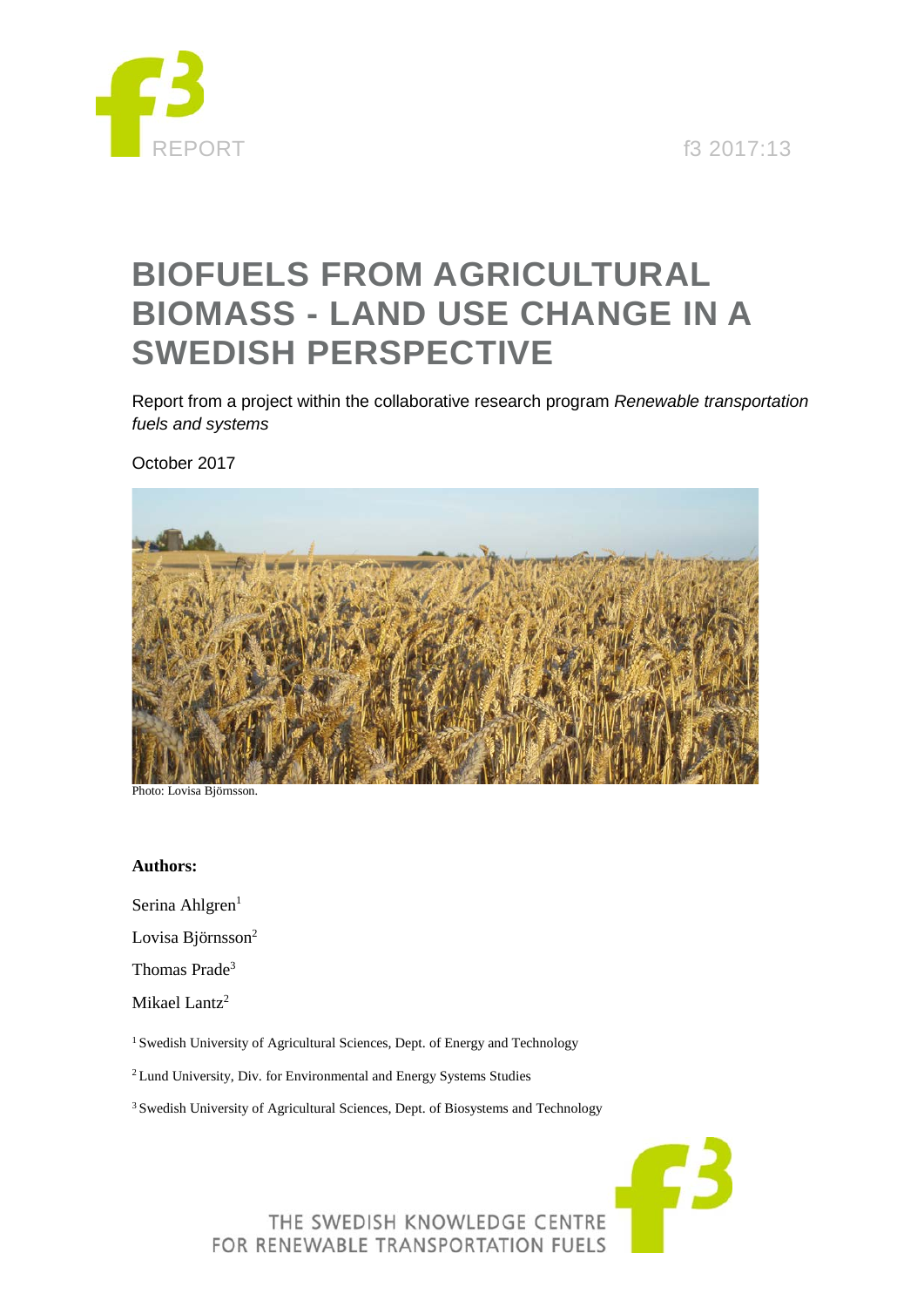REPORT

f3 2017:13

# BIOFUELS FROM AGRICULTURAL BIOMASS - LAND USE CHANGE IN A SWEDISH PERSPECTIVE

Report from a project within the collaborative research program *Renewable transportation fuels and systems*

October 2017

Photo: Lovisa Björnsson.

**Authors:**

Serina Ahlgren[1]

Lovisa Björnsson[2]

Thomas Prade[3]

Mikael Lantz[2]

[1] Swedish University of Agricultural Sciences, Dept. of Energy and Technology

[2] Lund University, Div. for Environmental and Energy Systems Studies

[3] Swedish University of Agricultural Sciences, Dept. of Biosystems and Technology

THE SWEDISH KNOWLEDGE CENTRE FOR RENEWABLE TRANSPORTATION FUELS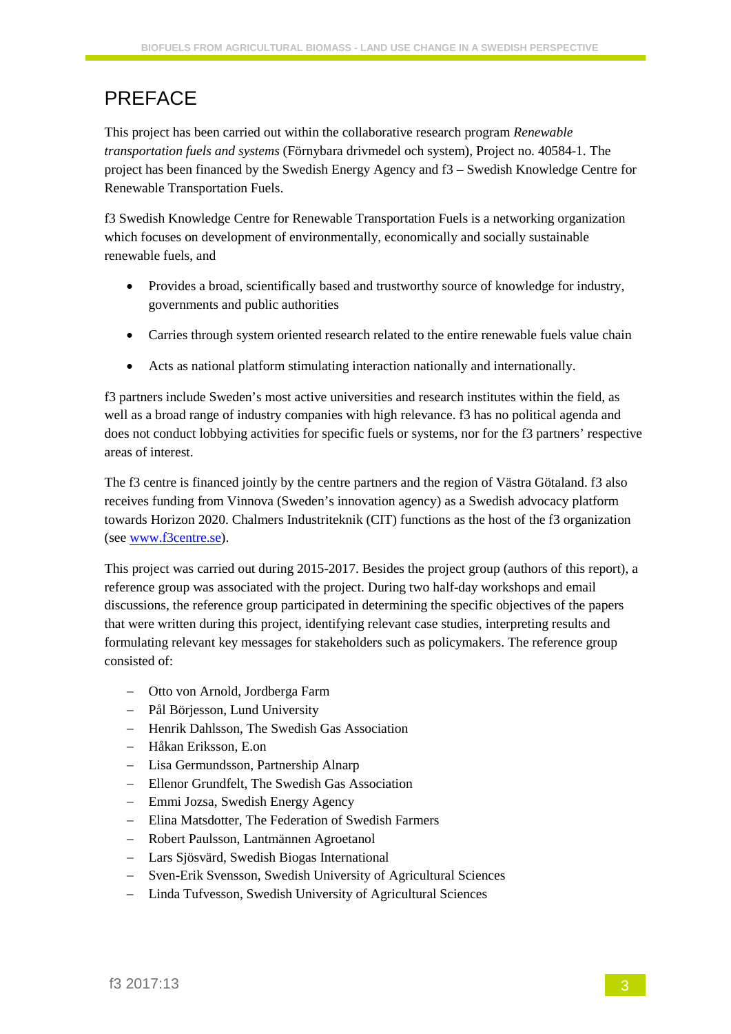# PREFACE

This project has been carried out within the collaborative research program *Renewable transportation fuels and systems* (Förnybara drivmedel och system), Project no. 40584-1. The project has been financed by the Swedish Energy Agency and f3 – Swedish Knowledge Centre for Renewable Transportation Fuels.

f3 Swedish Knowledge Centre for Renewable Transportation Fuels is a networking organization which focuses on development of environmentally, economically and socially sustainable renewable fuels, and

- Provides a broad, scientifically based and trustworthy source of knowledge for industry, governments and public authorities
- Carries through system oriented research related to the entire renewable fuels value chain
- Acts as national platform stimulating interaction nationally and internationally.

f3 partners include Sweden's most active universities and research institutes within the field, as well as a broad range of industry companies with high relevance. f3 has no political agenda and does not conduct lobbying activities for specific fuels or systems, nor for the f3 partners' respective areas of interest.

The f3 centre is financed jointly by the centre partners and the region of Västra Götaland. f3 also receives funding from Vinnova (Sweden's innovation agency) as a Swedish advocacy platform towards Horizon 2020. Chalmers Industriteknik (CIT) functions as the host of the f3 organization (see [www.f3centre.se](http://www.f3centre.se)).

This project was carried out during 2015-2017. Besides the project group (authors of this report), a reference group was associated with the project. During two half-day workshops and email discussions, the reference group participated in determining the specific objectives of the papers that were written during this project, identifying relevant case studies, interpreting results and formulating relevant key messages for stakeholders such as policymakers. The reference group consisted of:

- Otto von Arnold, Jordberga Farm
- Pål Börjesson, Lund University
- Henrik Dahlsson, The Swedish Gas Association
- Håkan Eriksson, E.on
- Lisa Germundsson, Partnership Alnarp
- Ellenor Grundfelt, The Swedish Gas Association
- Emmi Jozsa, Swedish Energy Agency
- Elina Matsdotter, The Federation of Swedish Farmers
- Robert Paulsson, Lantmännen Agroetanol
- Lars Sjösvärd, Swedish Biogas International
- Sven-Erik Svensson, Swedish University of Agricultural Sciences
- Linda Tufvesson, Swedish University of Agricultural Sciences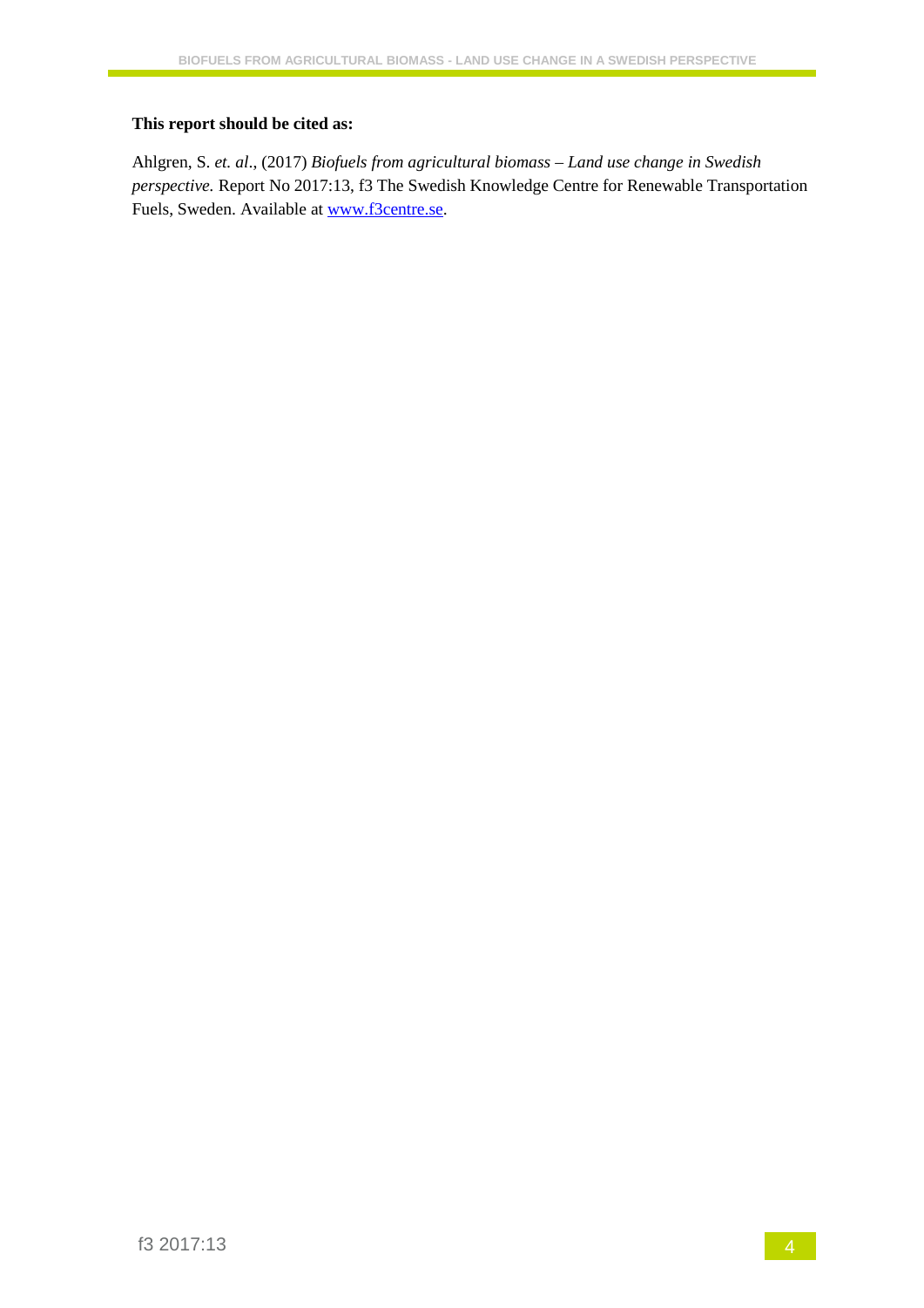**This report should be cited as:**

Ahlgren, S. *et. al*., (2017) *Biofuels from agricultural biomass – Land use change in Swedish perspective.* Report No 2017:13, f3 The Swedish Knowledge Centre for Renewable Transportation Fuels, Sweden. Available at [www.f3centre.se](http://www.f3centre.se).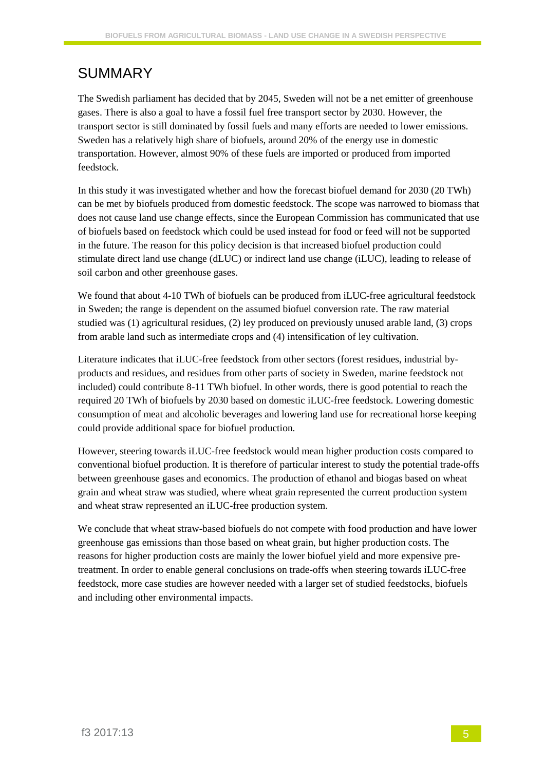# SUMMARY

The Swedish parliament has decided that by 2045, Sweden will not be a net emitter of greenhouse gases. There is also a goal to have a fossil fuel free transport sector by 2030. However, the transport sector is still dominated by fossil fuels and many efforts are needed to lower emissions. Sweden has a relatively high share of biofuels, around 20% of the energy use in domestic transportation. However, almost 90% of these fuels are imported or produced from imported feedstock.

In this study it was investigated whether and how the forecast biofuel demand for 2030 (20 TWh) can be met by biofuels produced from domestic feedstock. The scope was narrowed to biomass that does not cause land use change effects, since the European Commission has communicated that use of biofuels based on feedstock which could be used instead for food or feed will not be supported in the future. The reason for this policy decision is that increased biofuel production could stimulate direct land use change (dLUC) or indirect land use change (iLUC), leading to release of soil carbon and other greenhouse gases.

We found that about 4-10 TWh of biofuels can be produced from iLUC-free agricultural feedstock in Sweden; the range is dependent on the assumed biofuel conversion rate. The raw material studied was (1) agricultural residues, (2) ley produced on previously unused arable land, (3) crops from arable land such as intermediate crops and (4) intensification of ley cultivation.

Literature indicates that iLUC-free feedstock from other sectors (forest residues, industrial by-products and residues, and residues from other parts of society in Sweden, marine feedstock not included) could contribute 8-11 TWh biofuel. In other words, there is good potential to reach the required 20 TWh of biofuels by 2030 based on domestic iLUC-free feedstock. Lowering domestic consumption of meat and alcoholic beverages and lowering land use for recreational horse keeping could provide additional space for biofuel production.

However, steering towards iLUC-free feedstock would mean higher production costs compared to conventional biofuel production. It is therefore of particular interest to study the potential trade-offs between greenhouse gases and economics. The production of ethanol and biogas based on wheat grain and wheat straw was studied, where wheat grain represented the current production system and wheat straw represented an iLUC-free production system.

We conclude that wheat straw-based biofuels do not compete with food production and have lower greenhouse gas emissions than those based on wheat grain, but higher production costs. The reasons for higher production costs are mainly the lower biofuel yield and more expensive pre-treatment. In order to enable general conclusions on trade-offs when steering towards iLUC-free feedstock, more case studies are however needed with a larger set of studied feedstocks, biofuels and including other environmental impacts.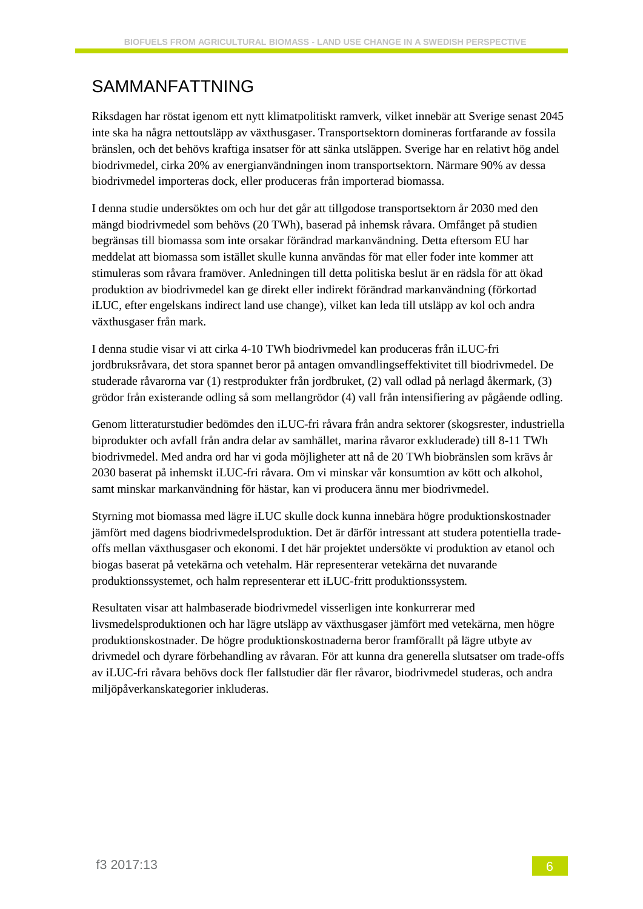# SAMMANFATTNING

Riksdagen har röstat igenom ett nytt klimatpolitiskt ramverk, vilket innebär att Sverige senast 2045 inte ska ha några nettoutsläpp av växthusgaser. Transportsektorn domineras fortfarande av fossila bränslen, och det behövs kraftiga insatser för att sänka utsläppen. Sverige har en relativt hög andel biodrivmedel, cirka 20% av energianvändningen inom transportsektorn. Närmare 90% av dessa biodrivmedel importeras dock, eller produceras från importerad biomassa.

I denna studie undersöktes om och hur det går att tillgodose transportsektorn år 2030 med den mängd biodrivmedel som behövs (20 TWh), baserad på inhemsk råvara. Omfånget på studien begränsas till biomassa som inte orsakar förändrad markanvändning. Detta eftersom EU har meddelat att biomassa som istället skulle kunna användas för mat eller foder inte kommer att stimuleras som råvara framöver. Anledningen till detta politiska beslut är en rädsla för att ökad produktion av biodrivmedel kan ge direkt eller indirekt förändrad markanvändning (förkortad iLUC, efter engelskans indirect land use change), vilket kan leda till utsläpp av kol och andra växthusgaser från mark.

I denna studie visar vi att cirka 4-10 TWh biodrivmedel kan produceras från iLUC-fri jordbruksråvara, det stora spannet beror på antagen omvandlingseffektivitet till biodrivmedel. De studerade råvarorna var (1) restprodukter från jordbruket, (2) vall odlad på nerlagd åkermark, (3) grödor från existerande odling så som mellangrödor (4) vall från intensifiering av pågående odling.

Genom litteraturstudier bedömdes den iLUC-fri råvara från andra sektorer (skogsrester, industriella biprodukter och avfall från andra delar av samhället, marina råvaror exkluderade) till 8-11 TWh biodrivmedel. Med andra ord har vi goda möjligheter att nå de 20 TWh biobränslen som krävs år 2030 baserat på inhemskt iLUC-fri råvara. Om vi minskar vår konsumtion av kött och alkohol, samt minskar markanvändning för hästar, kan vi producera ännu mer biodrivmedel.

Styrning mot biomassa med lägre iLUC skulle dock kunna innebära högre produktionskostnader jämfört med dagens biodrivmedelsproduktion. Det är därför intressant att studera potentiella trade-offs mellan växthusgaser och ekonomi. I det här projektet undersökte vi produktion av etanol och biogas baserat på vetekärna och vetehalm. Här representerar vetekärna det nuvarande produktionssystemet, och halm representerar ett iLUC-fritt produktionssystem.

Resultaten visar att halmbaserade biodrivmedel visserligen inte konkurrerar med livsmedelsproduktionen och har lägre utsläpp av växthusgaser jämfört med vetekärna, men högre produktionskostnader. De högre produktionskostnaderna beror framförallt på lägre utbyte av drivmedel och dyrare förbehandling av råvaran. För att kunna dra generella slutsatser om trade-offs av iLUC-fri råvara behövs dock fler fallstudier där fler råvaror, biodrivmedel studeras, och andra miljöpåverkanskategorier inkluderas.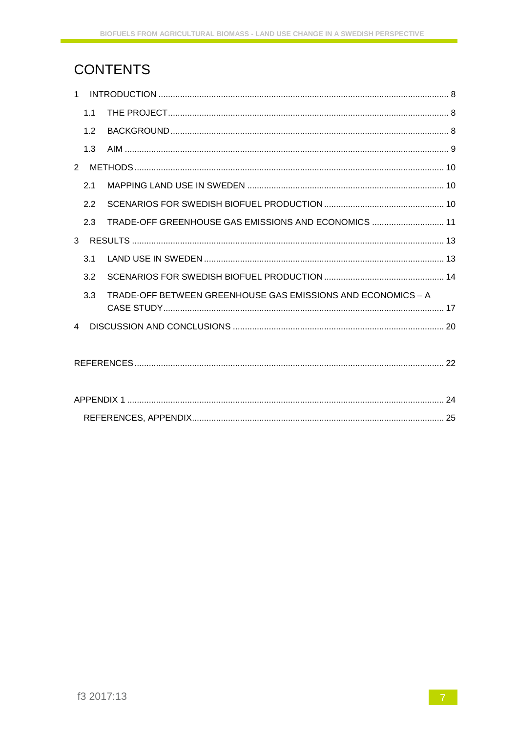# CONTENTS

1 INTRODUCTION ........................................................................................................................ 8

  1.1 THE PROJECT ................................................................................................................... 8

  1.2 BACKGROUND .................................................................................................................. 8

  1.3 AIM ...................................................................................................................................... 9

2 METHODS ................................................................................................................................ 10

  2.1 MAPPING LAND USE IN SWEDEN .................................................................................. 10

  2.2 SCENARIOS FOR SWEDISH BIOFUEL PRODUCTION .................................................. 10

  2.3 TRADE-OFF GREENHOUSE GAS EMISSIONS AND ECONOMICS .............................. 11

3 RESULTS ................................................................................................................................. 13

  3.1 LAND USE IN SWEDEN .................................................................................................... 13

  3.2 SCENARIOS FOR SWEDISH BIOFUEL PRODUCTION .................................................. 14

  3.3 TRADE-OFF BETWEEN GREENHOUSE GAS EMISSIONS AND ECONOMICS – A CASE STUDY .................................................................................................................... 17

4 DISCUSSION AND CONCLUSIONS ....................................................................................... 20

REFERENCES ................................................................................................................................ 22

APPENDIX 1 ................................................................................................................................... 24

  REFERENCES, APPENDIX ........................................................................................................ 25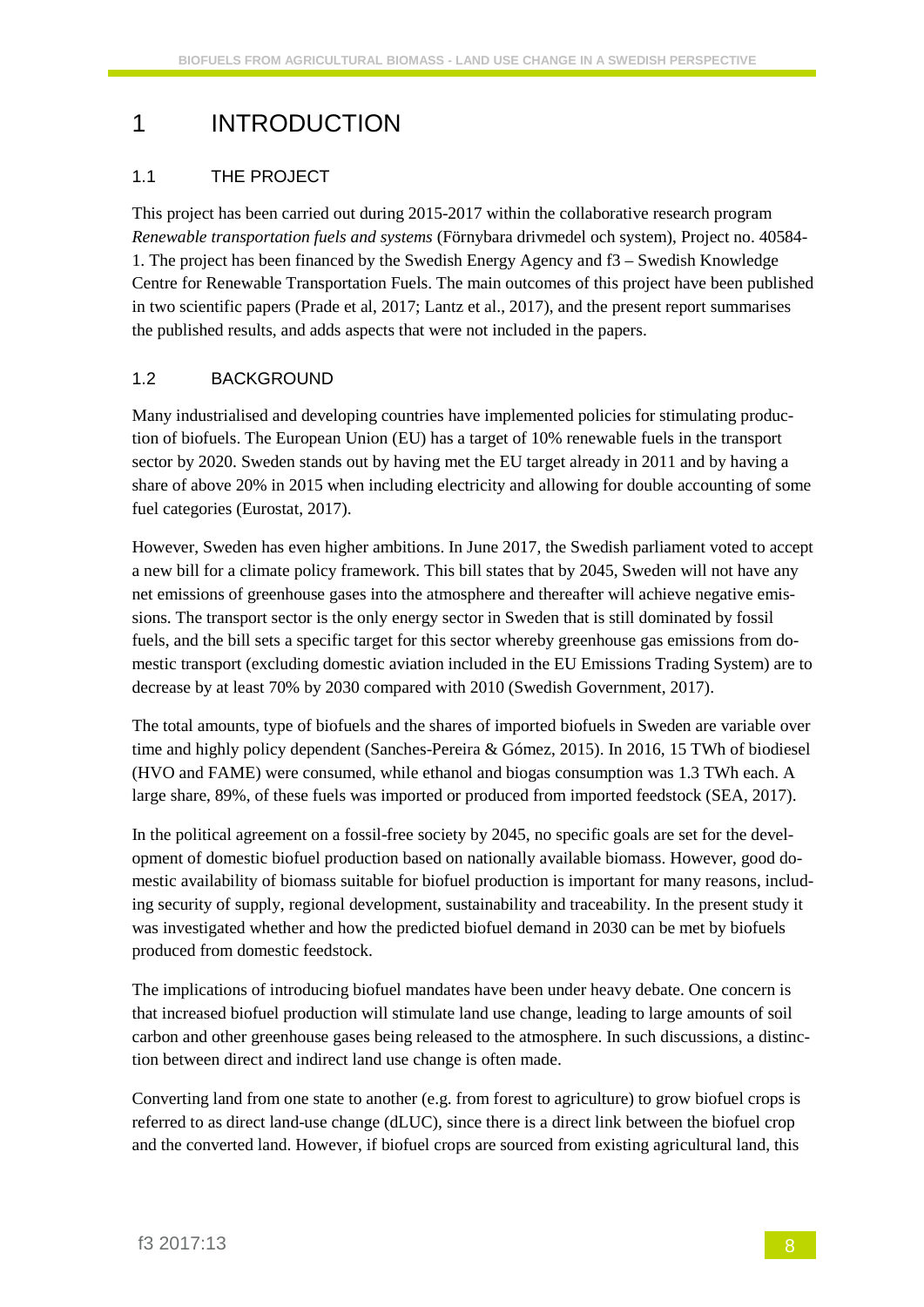# 1 INTRODUCTION

## 1.1 THE PROJECT

This project has been carried out during 2015-2017 within the collaborative research program *Renewable transportation fuels and systems* (Förnybara drivmedel och system), Project no. 40584-1. The project has been financed by the Swedish Energy Agency and f3 – Swedish Knowledge Centre for Renewable Transportation Fuels. The main outcomes of this project have been published in two scientific papers (Prade et al, 2017; Lantz et al., 2017), and the present report summarises the published results, and adds aspects that were not included in the papers.

## 1.2 BACKGROUND

Many industrialised and developing countries have implemented policies for stimulating production of biofuels. The European Union (EU) has a target of 10% renewable fuels in the transport sector by 2020. Sweden stands out by having met the EU target already in 2011 and by having a share of above 20% in 2015 when including electricity and allowing for double accounting of some fuel categories (Eurostat, 2017).

However, Sweden has even higher ambitions. In June 2017, the Swedish parliament voted to accept a new bill for a climate policy framework. This bill states that by 2045, Sweden will not have any net emissions of greenhouse gases into the atmosphere and thereafter will achieve negative emissions. The transport sector is the only energy sector in Sweden that is still dominated by fossil fuels, and the bill sets a specific target for this sector whereby greenhouse gas emissions from domestic transport (excluding domestic aviation included in the EU Emissions Trading System) are to decrease by at least 70% by 2030 compared with 2010 (Swedish Government, 2017).

The total amounts, type of biofuels and the shares of imported biofuels in Sweden are variable over time and highly policy dependent (Sanches-Pereira & Gómez, 2015). In 2016, 15 TWh of biodiesel (HVO and FAME) were consumed, while ethanol and biogas consumption was 1.3 TWh each. A large share, 89%, of these fuels was imported or produced from imported feedstock (SEA, 2017).

In the political agreement on a fossil-free society by 2045, no specific goals are set for the development of domestic biofuel production based on nationally available biomass. However, good domestic availability of biomass suitable for biofuel production is important for many reasons, including security of supply, regional development, sustainability and traceability. In the present study it was investigated whether and how the predicted biofuel demand in 2030 can be met by biofuels produced from domestic feedstock.

The implications of introducing biofuel mandates have been under heavy debate. One concern is that increased biofuel production will stimulate land use change, leading to large amounts of soil carbon and other greenhouse gases being released to the atmosphere. In such discussions, a distinction between direct and indirect land use change is often made.

Converting land from one state to another (e.g. from forest to agriculture) to grow biofuel crops is referred to as direct land-use change (dLUC), since there is a direct link between the biofuel crop and the converted land. However, if biofuel crops are sourced from existing agricultural land, this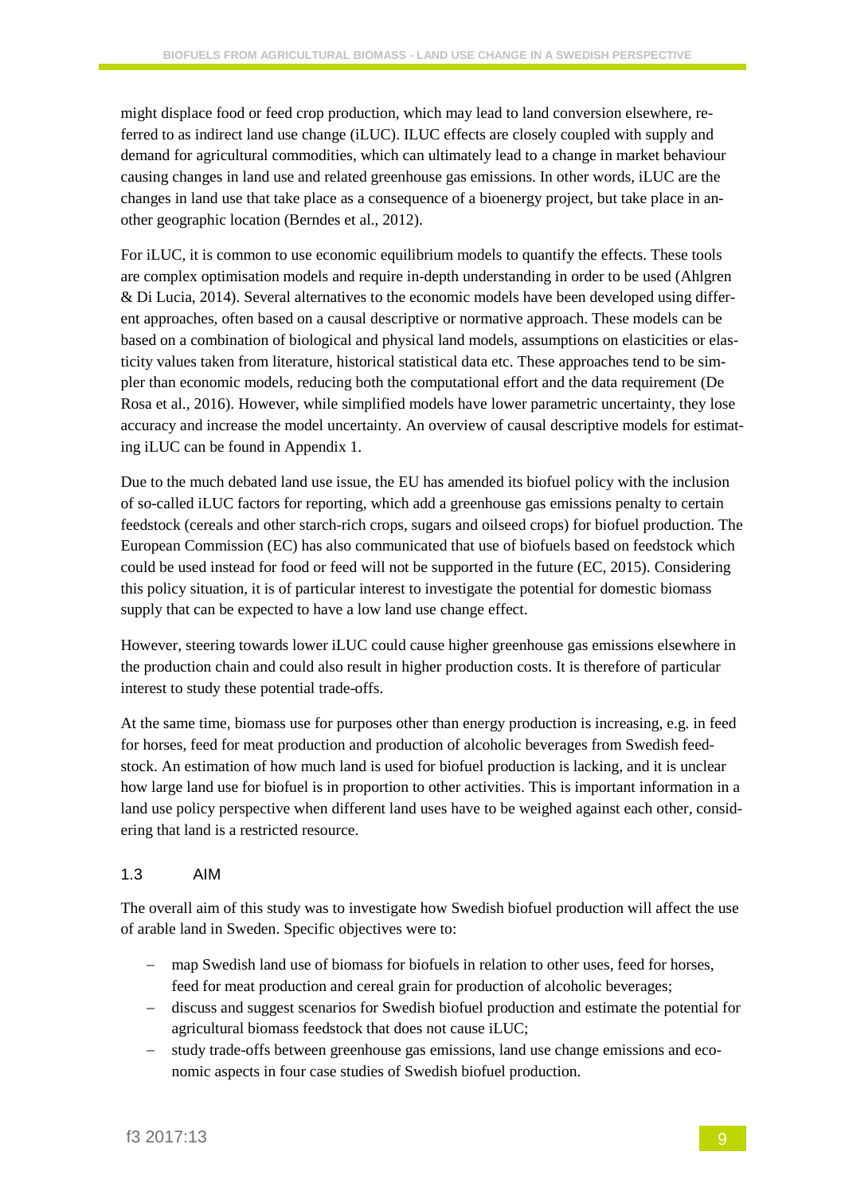might displace food or feed crop production, which may lead to land conversion elsewhere, referred to as indirect land use change (iLUC). ILUC effects are closely coupled with supply and demand for agricultural commodities, which can ultimately lead to a change in market behaviour causing changes in land use and related greenhouse gas emissions. In other words, iLUC are the changes in land use that take place as a consequence of a bioenergy project, but take place in another geographic location (Berndes et al., 2012).

For iLUC, it is common to use economic equilibrium models to quantify the effects. These tools are complex optimisation models and require in-depth understanding in order to be used (Ahlgren & Di Lucia, 2014). Several alternatives to the economic models have been developed using different approaches, often based on a causal descriptive or normative approach. These models can be based on a combination of biological and physical land models, assumptions on elasticities or elasticity values taken from literature, historical statistical data etc. These approaches tend to be simpler than economic models, reducing both the computational effort and the data requirement (De Rosa et al., 2016). However, while simplified models have lower parametric uncertainty, they lose accuracy and increase the model uncertainty. An overview of causal descriptive models for estimating iLUC can be found in Appendix 1.

Due to the much debated land use issue, the EU has amended its biofuel policy with the inclusion of so-called iLUC factors for reporting, which add a greenhouse gas emissions penalty to certain feedstock (cereals and other starch-rich crops, sugars and oilseed crops) for biofuel production. The European Commission (EC) has also communicated that use of biofuels based on feedstock which could be used instead for food or feed will not be supported in the future (EC, 2015). Considering this policy situation, it is of particular interest to investigate the potential for domestic biomass supply that can be expected to have a low land use change effect.

However, steering towards lower iLUC could cause higher greenhouse gas emissions elsewhere in the production chain and could also result in higher production costs. It is therefore of particular interest to study these potential trade-offs.

At the same time, biomass use for purposes other than energy production is increasing, e.g. in feed for horses, feed for meat production and production of alcoholic beverages from Swedish feedstock. An estimation of how much land is used for biofuel production is lacking, and it is unclear how large land use for biofuel is in proportion to other activities. This is important information in a land use policy perspective when different land uses have to be weighed against each other, considering that land is a restricted resource.

### 1.3 AIM

The overall aim of this study was to investigate how Swedish biofuel production will affect the use of arable land in Sweden. Specific objectives were to:

- map Swedish land use of biomass for biofuels in relation to other uses, feed for horses, feed for meat production and cereal grain for production of alcoholic beverages;
- discuss and suggest scenarios for Swedish biofuel production and estimate the potential for agricultural biomass feedstock that does not cause iLUC;
- study trade-offs between greenhouse gas emissions, land use change emissions and economic aspects in four case studies of Swedish biofuel production.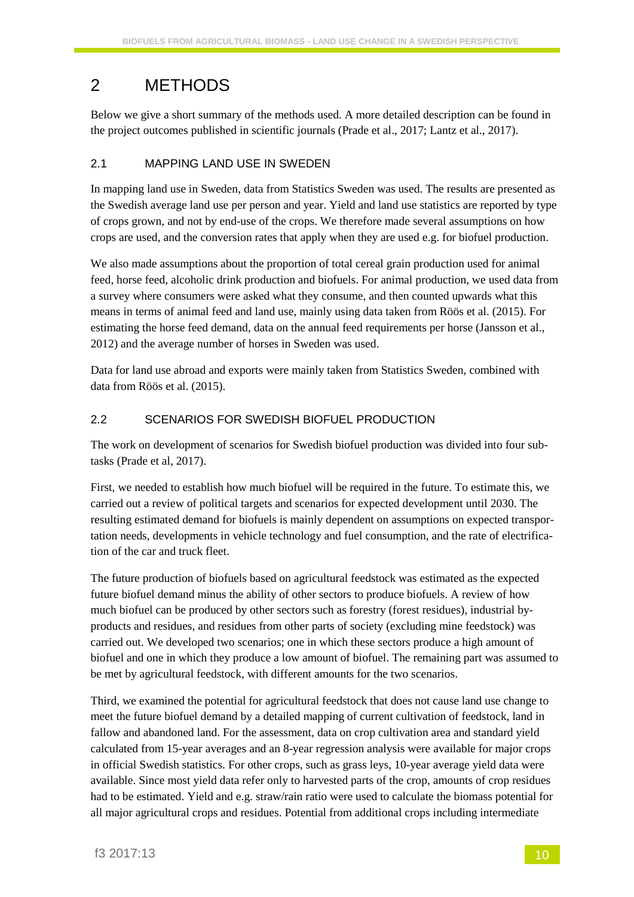# 2 METHODS

Below we give a short summary of the methods used. A more detailed description can be found in the project outcomes published in scientific journals (Prade et al., 2017; Lantz et al., 2017).

## 2.1 MAPPING LAND USE IN SWEDEN

In mapping land use in Sweden, data from Statistics Sweden was used. The results are presented as the Swedish average land use per person and year. Yield and land use statistics are reported by type of crops grown, and not by end-use of the crops. We therefore made several assumptions on how crops are used, and the conversion rates that apply when they are used e.g. for biofuel production.

We also made assumptions about the proportion of total cereal grain production used for animal feed, horse feed, alcoholic drink production and biofuels. For animal production, we used data from a survey where consumers were asked what they consume, and then counted upwards what this means in terms of animal feed and land use, mainly using data taken from Röös et al. (2015). For estimating the horse feed demand, data on the annual feed requirements per horse (Jansson et al., 2012) and the average number of horses in Sweden was used.

Data for land use abroad and exports were mainly taken from Statistics Sweden, combined with data from Röös et al. (2015).

## 2.2 SCENARIOS FOR SWEDISH BIOFUEL PRODUCTION

The work on development of scenarios for Swedish biofuel production was divided into four sub-tasks (Prade et al, 2017).

First, we needed to establish how much biofuel will be required in the future. To estimate this, we carried out a review of political targets and scenarios for expected development until 2030. The resulting estimated demand for biofuels is mainly dependent on assumptions on expected transportation needs, developments in vehicle technology and fuel consumption, and the rate of electrification of the car and truck fleet.

The future production of biofuels based on agricultural feedstock was estimated as the expected future biofuel demand minus the ability of other sectors to produce biofuels. A review of how much biofuel can be produced by other sectors such as forestry (forest residues), industrial by-products and residues, and residues from other parts of society (excluding mine feedstock) was carried out. We developed two scenarios; one in which these sectors produce a high amount of biofuel and one in which they produce a low amount of biofuel. The remaining part was assumed to be met by agricultural feedstock, with different amounts for the two scenarios.

Third, we examined the potential for agricultural feedstock that does not cause land use change to meet the future biofuel demand by a detailed mapping of current cultivation of feedstock, land in fallow and abandoned land. For the assessment, data on crop cultivation area and standard yield calculated from 15-year averages and an 8-year regression analysis were available for major crops in official Swedish statistics. For other crops, such as grass leys, 10-year average yield data were available. Since most yield data refer only to harvested parts of the crop, amounts of crop residues had to be estimated. Yield and e.g. straw/rain ratio were used to calculate the biomass potential for all major agricultural crops and residues. Potential from additional crops including intermediate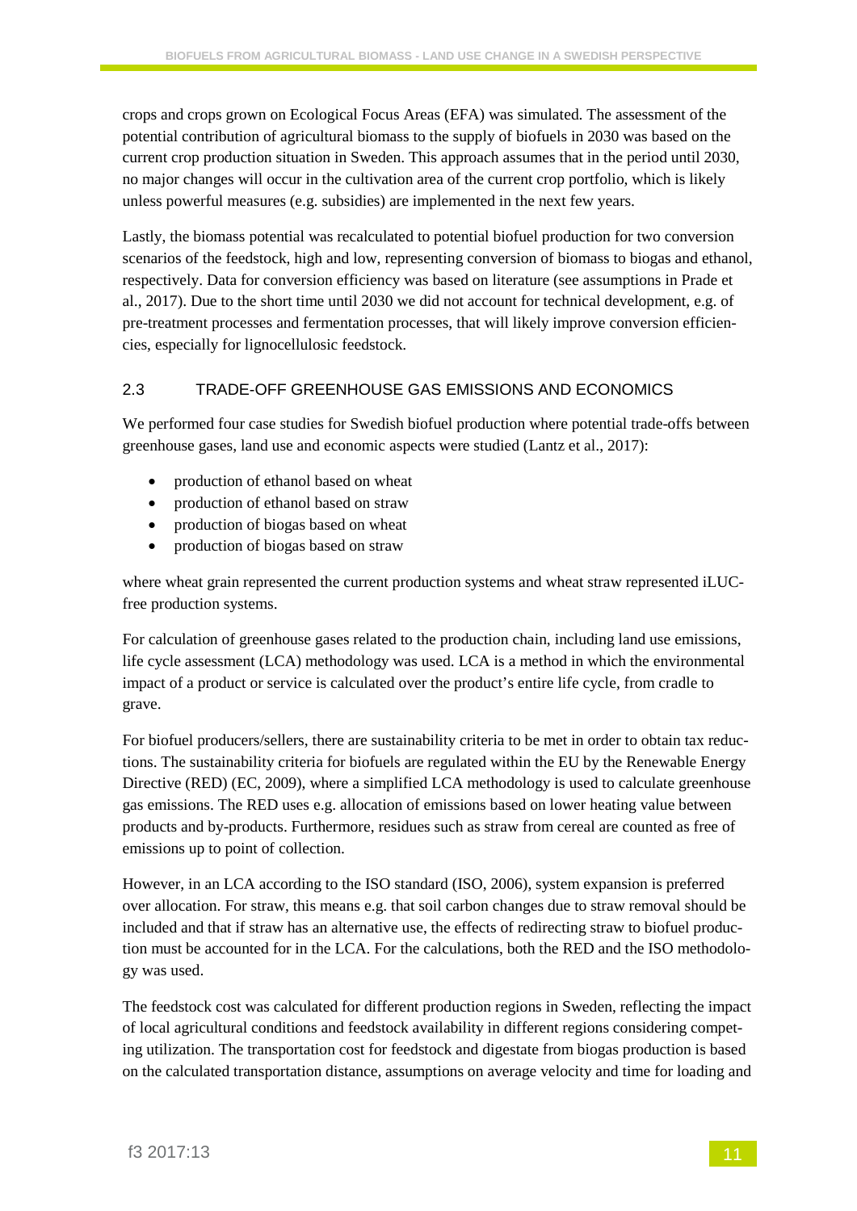crops and crops grown on Ecological Focus Areas (EFA) was simulated. The assessment of the potential contribution of agricultural biomass to the supply of biofuels in 2030 was based on the current crop production situation in Sweden. This approach assumes that in the period until 2030, no major changes will occur in the cultivation area of the current crop portfolio, which is likely unless powerful measures (e.g. subsidies) are implemented in the next few years.

Lastly, the biomass potential was recalculated to potential biofuel production for two conversion scenarios of the feedstock, high and low, representing conversion of biomass to biogas and ethanol, respectively. Data for conversion efficiency was based on literature (see assumptions in Prade et al., 2017). Due to the short time until 2030 we did not account for technical development, e.g. of pre-treatment processes and fermentation processes, that will likely improve conversion efficiencies, especially for lignocellulosic feedstock.

## 2.3 TRADE-OFF GREENHOUSE GAS EMISSIONS AND ECONOMICS

We performed four case studies for Swedish biofuel production where potential trade-offs between greenhouse gases, land use and economic aspects were studied (Lantz et al., 2017):

- production of ethanol based on wheat
- production of ethanol based on straw
- production of biogas based on wheat
- production of biogas based on straw

where wheat grain represented the current production systems and wheat straw represented iLUC-free production systems.

For calculation of greenhouse gases related to the production chain, including land use emissions, life cycle assessment (LCA) methodology was used. LCA is a method in which the environmental impact of a product or service is calculated over the product's entire life cycle, from cradle to grave.

For biofuel producers/sellers, there are sustainability criteria to be met in order to obtain tax reductions. The sustainability criteria for biofuels are regulated within the EU by the Renewable Energy Directive (RED) (EC, 2009), where a simplified LCA methodology is used to calculate greenhouse gas emissions. The RED uses e.g. allocation of emissions based on lower heating value between products and by-products. Furthermore, residues such as straw from cereal are counted as free of emissions up to point of collection.

However, in an LCA according to the ISO standard (ISO, 2006), system expansion is preferred over allocation. For straw, this means e.g. that soil carbon changes due to straw removal should be included and that if straw has an alternative use, the effects of redirecting straw to biofuel production must be accounted for in the LCA. For the calculations, both the RED and the ISO methodology was used.

The feedstock cost was calculated for different production regions in Sweden, reflecting the impact of local agricultural conditions and feedstock availability in different regions considering competing utilization. The transportation cost for feedstock and digestate from biogas production is based on the calculated transportation distance, assumptions on average velocity and time for loading and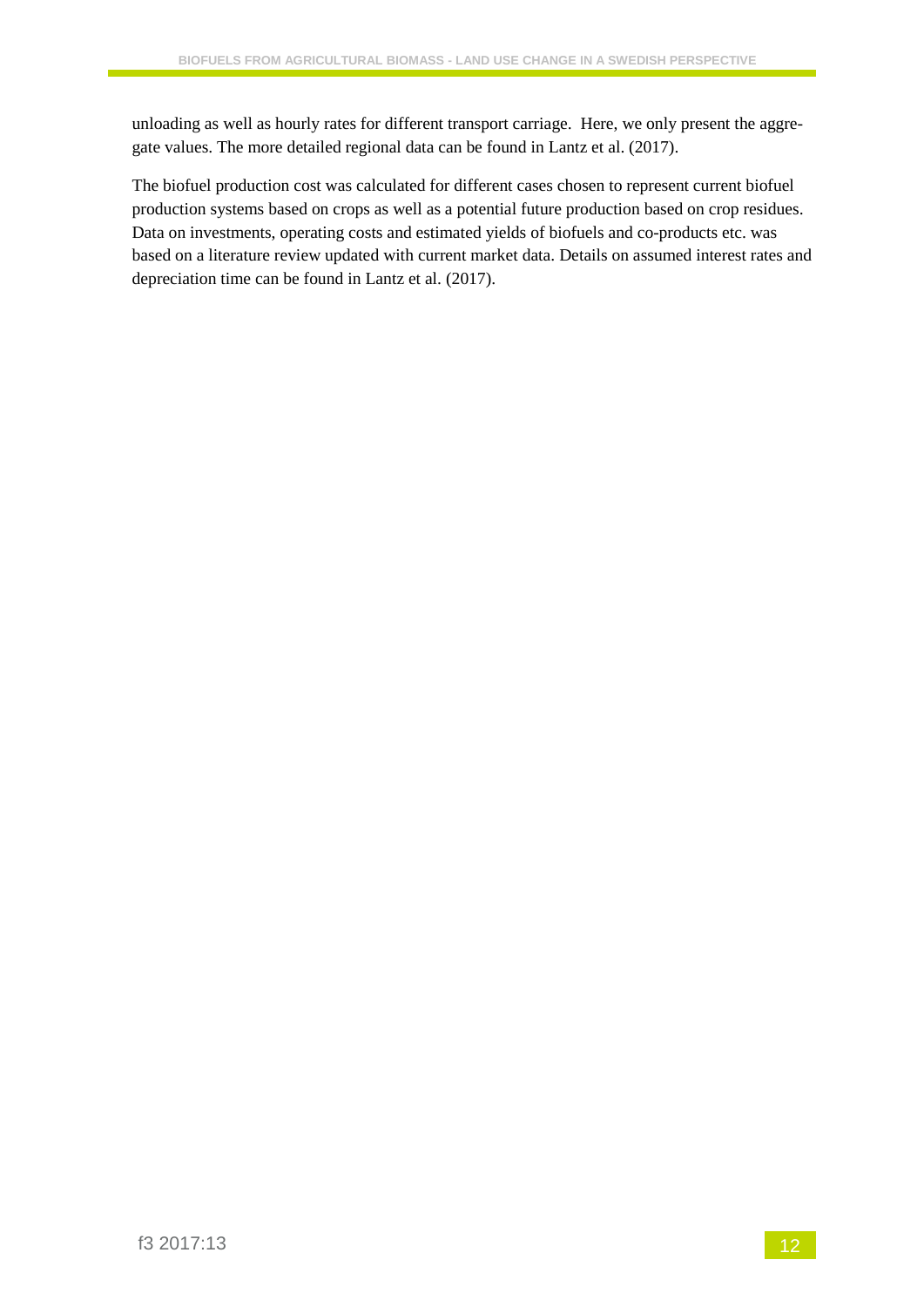unloading as well as hourly rates for different transport carriage. Here, we only present the aggregate values. The more detailed regional data can be found in Lantz et al. (2017).

The biofuel production cost was calculated for different cases chosen to represent current biofuel production systems based on crops as well as a potential future production based on crop residues. Data on investments, operating costs and estimated yields of biofuels and co-products etc. was based on a literature review updated with current market data. Details on assumed interest rates and depreciation time can be found in Lantz et al. (2017).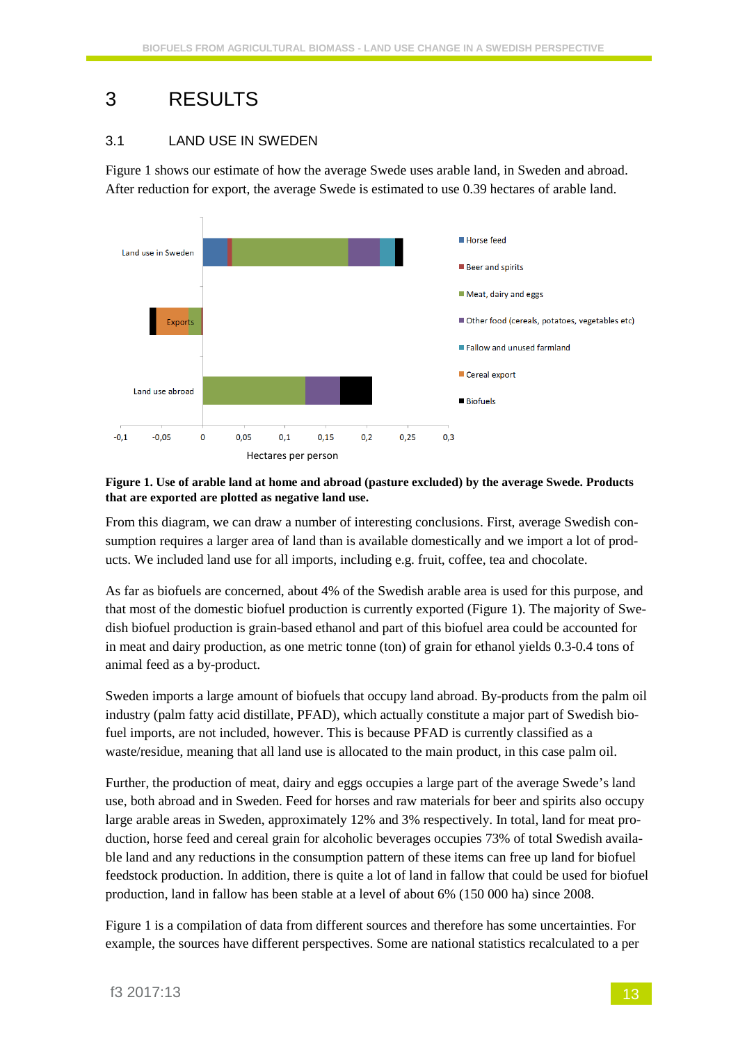# 3 RESULTS

## 3.1 LAND USE IN SWEDEN

Figure 1 shows our estimate of how the average Swede uses arable land, in Sweden and abroad. After reduction for export, the average Swede is estimated to use 0.39 hectares of arable land.

**Figure 1. Use of arable land at home and abroad (pasture excluded) by the average Swede. Products that are exported are plotted as negative land use.**

From this diagram, we can draw a number of interesting conclusions. First, average Swedish consumption requires a larger area of land than is available domestically and we import a lot of products. We included land use for all imports, including e.g. fruit, coffee, tea and chocolate.

As far as biofuels are concerned, about 4% of the Swedish arable area is used for this purpose, and that most of the domestic biofuel production is currently exported (Figure 1). The majority of Swedish biofuel production is grain-based ethanol and part of this biofuel area could be accounted for in meat and dairy production, as one metric tonne (ton) of grain for ethanol yields 0.3-0.4 tons of animal feed as a by-product.

Sweden imports a large amount of biofuels that occupy land abroad. By-products from the palm oil industry (palm fatty acid distillate, PFAD), which actually constitute a major part of Swedish biofuel imports, are not included, however. This is because PFAD is currently classified as a waste/residue, meaning that all land use is allocated to the main product, in this case palm oil.

Further, the production of meat, dairy and eggs occupies a large part of the average Swede's land use, both abroad and in Sweden. Feed for horses and raw materials for beer and spirits also occupy large arable areas in Sweden, approximately 12% and 3% respectively. In total, land for meat production, horse feed and cereal grain for alcoholic beverages occupies 73% of total Swedish available land and any reductions in the consumption pattern of these items can free up land for biofuel feedstock production. In addition, there is quite a lot of land in fallow that could be used for biofuel production, land in fallow has been stable at a level of about 6% (150 000 ha) since 2008.

Figure 1 is a compilation of data from different sources and therefore has some uncertainties. For example, the sources have different perspectives. Some are national statistics recalculated to a per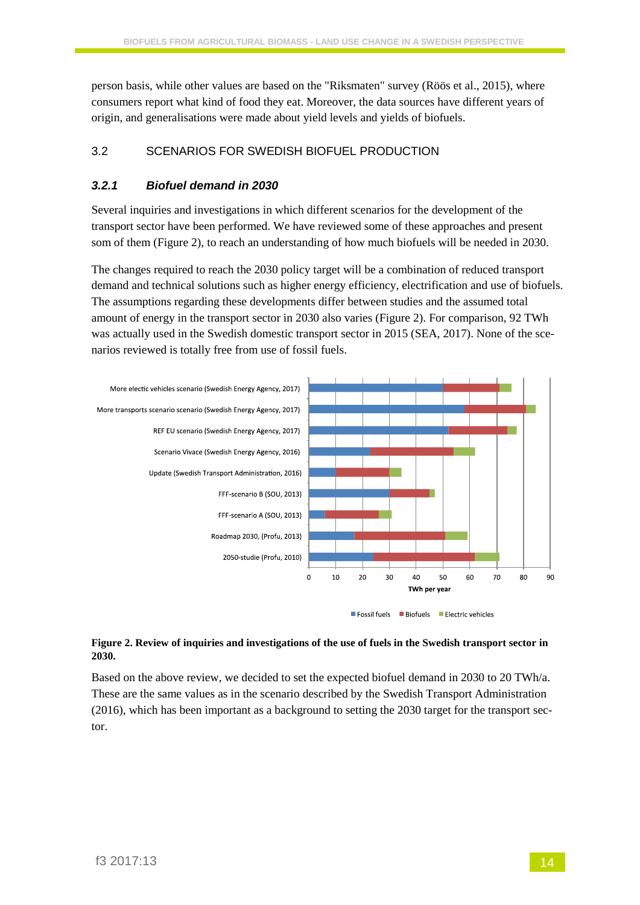person basis, while other values are based on the "Riksmaten" survey (Röös et al., 2015), where consumers report what kind of food they eat. Moreover, the data sources have different years of origin, and generalisations were made about yield levels and yields of biofuels.

## 3.2 SCENARIOS FOR SWEDISH BIOFUEL PRODUCTION

### *3.2.1 Biofuel demand in 2030*

Several inquiries and investigations in which different scenarios for the development of the transport sector have been performed. We have reviewed some of these approaches and present som of them (Figure 2), to reach an understanding of how much biofuels will be needed in 2030.

The changes required to reach the 2030 policy target will be a combination of reduced transport demand and technical solutions such as higher energy efficiency, electrification and use of biofuels. The assumptions regarding these developments differ between studies and the assumed total amount of energy in the transport sector in 2030 also varies (Figure 2). For comparison, 92 TWh was actually used in the Swedish domestic transport sector in 2015 (SEA, 2017). None of the scenarios reviewed is totally free from use of fossil fuels.

**Figure 2. Review of inquiries and investigations of the use of fuels in the Swedish transport sector in 2030.**

Based on the above review, we decided to set the expected biofuel demand in 2030 to 20 TWh/a. These are the same values as in the scenario described by the Swedish Transport Administration (2016), which has been important as a background to setting the 2030 target for the transport sector.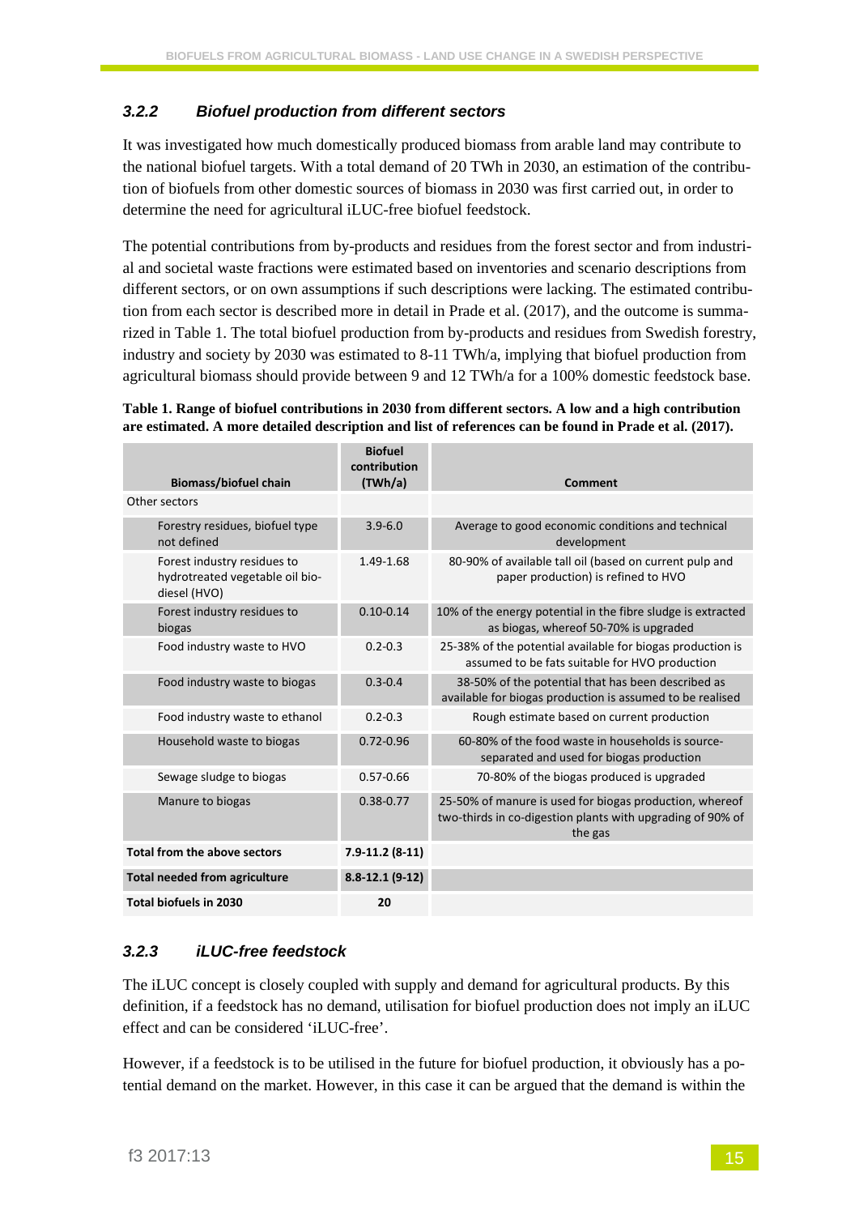### 3.2.2 Biofuel production from different sectors

It was investigated how much domestically produced biomass from arable land may contribute to the national biofuel targets. With a total demand of 20 TWh in 2030, an estimation of the contribution of biofuels from other domestic sources of biomass in 2030 was first carried out, in order to determine the need for agricultural iLUC-free biofuel feedstock.

The potential contributions from by-products and residues from the forest sector and from industrial and societal waste fractions were estimated based on inventories and scenario descriptions from different sectors, or on own assumptions if such descriptions were lacking. The estimated contribution from each sector is described more in detail in Prade et al. (2017), and the outcome is summarized in Table 1. The total biofuel production from by-products and residues from Swedish forestry, industry and society by 2030 was estimated to 8-11 TWh/a, implying that biofuel production from agricultural biomass should provide between 9 and 12 TWh/a for a 100% domestic feedstock base.

**Table 1. Range of biofuel contributions in 2030 from different sectors. A low and a high contribution are estimated. A more detailed description and list of references can be found in Prade et al. (2017).**

| Biomass/biofuel chain | Biofuel contribution (TWh/a) | Comment |
|---|---|---|
| Other sectors | | |
| Forestry residues, biofuel type not defined | 3.9-6.0 | Average to good economic conditions and technical development |
| Forest industry residues to hydrotreated vegetable oil bio-diesel (HVO) | 1.49-1.68 | 80-90% of available tall oil (based on current pulp and paper production) is refined to HVO |
| Forest industry residues to biogas | 0.10-0.14 | 10% of the energy potential in the fibre sludge is extracted as biogas, whereof 50-70% is upgraded |
| Food industry waste to HVO | 0.2-0.3 | 25-38% of the potential available for biogas production is assumed to be fats suitable for HVO production |
| Food industry waste to biogas | 0.3-0.4 | 38-50% of the potential that has been described as available for biogas production is assumed to be realised |
| Food industry waste to ethanol | 0.2-0.3 | Rough estimate based on current production |
| Household waste to biogas | 0.72-0.96 | 60-80% of the food waste in households is source-separated and used for biogas production |
| Sewage sludge to biogas | 0.57-0.66 | 70-80% of the biogas produced is upgraded |
| Manure to biogas | 0.38-0.77 | 25-50% of manure is used for biogas production, whereof two-thirds in co-digestion plants with upgrading of 90% of the gas |
| **Total from the above sectors** | **7.9-11.2 (8-11)** | |
| **Total needed from agriculture** | **8.8-12.1 (9-12)** | |
| **Total biofuels in 2030** | **20** | |

### 3.2.3 iLUC-free feedstock

The iLUC concept is closely coupled with supply and demand for agricultural products. By this definition, if a feedstock has no demand, utilisation for biofuel production does not imply an iLUC effect and can be considered 'iLUC-free'.

However, if a feedstock is to be utilised in the future for biofuel production, it obviously has a potential demand on the market. However, in this case it can be argued that the demand is within the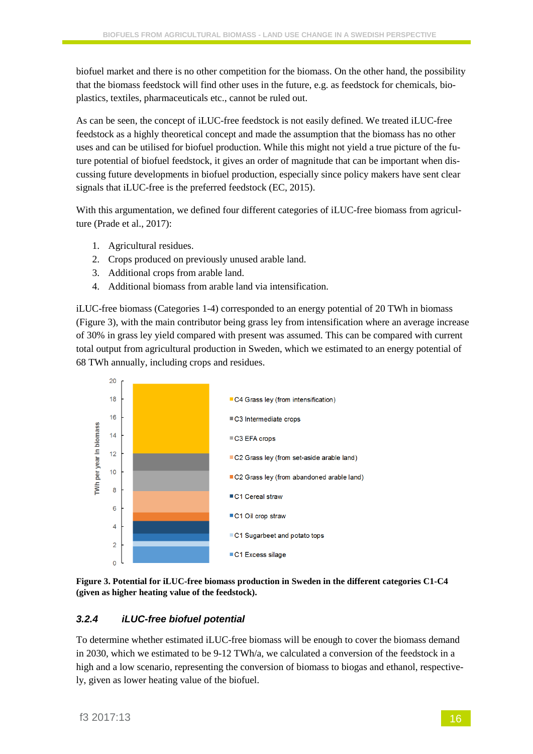biofuel market and there is no other competition for the biomass. On the other hand, the possibility that the biomass feedstock will find other uses in the future, e.g. as feedstock for chemicals, bio-plastics, textiles, pharmaceuticals etc., cannot be ruled out.

As can be seen, the concept of iLUC-free feedstock is not easily defined. We treated iLUC-free feedstock as a highly theoretical concept and made the assumption that the biomass has no other uses and can be utilised for biofuel production. While this might not yield a true picture of the future potential of biofuel feedstock, it gives an order of magnitude that can be important when discussing future developments in biofuel production, especially since policy makers have sent clear signals that iLUC-free is the preferred feedstock (EC, 2015).

With this argumentation, we defined four different categories of iLUC-free biomass from agriculture (Prade et al., 2017):

1. Agricultural residues.
2. Crops produced on previously unused arable land.
3. Additional crops from arable land.
4. Additional biomass from arable land via intensification.

iLUC-free biomass (Categories 1-4) corresponded to an energy potential of 20 TWh in biomass (Figure 3), with the main contributor being grass ley from intensification where an average increase of 30% in grass ley yield compared with present was assumed. This can be compared with current total output from agricultural production in Sweden, which we estimated to an energy potential of 68 TWh annually, including crops and residues.

**Figure 3. Potential for iLUC-free biomass production in Sweden in the different categories C1-C4 (given as higher heating value of the feedstock).**

### *3.2.4 iLUC-free biofuel potential*

To determine whether estimated iLUC-free biomass will be enough to cover the biomass demand in 2030, which we estimated to be 9-12 TWh/a, we calculated a conversion of the feedstock in a high and a low scenario, representing the conversion of biomass to biogas and ethanol, respectively, given as lower heating value of the biofuel.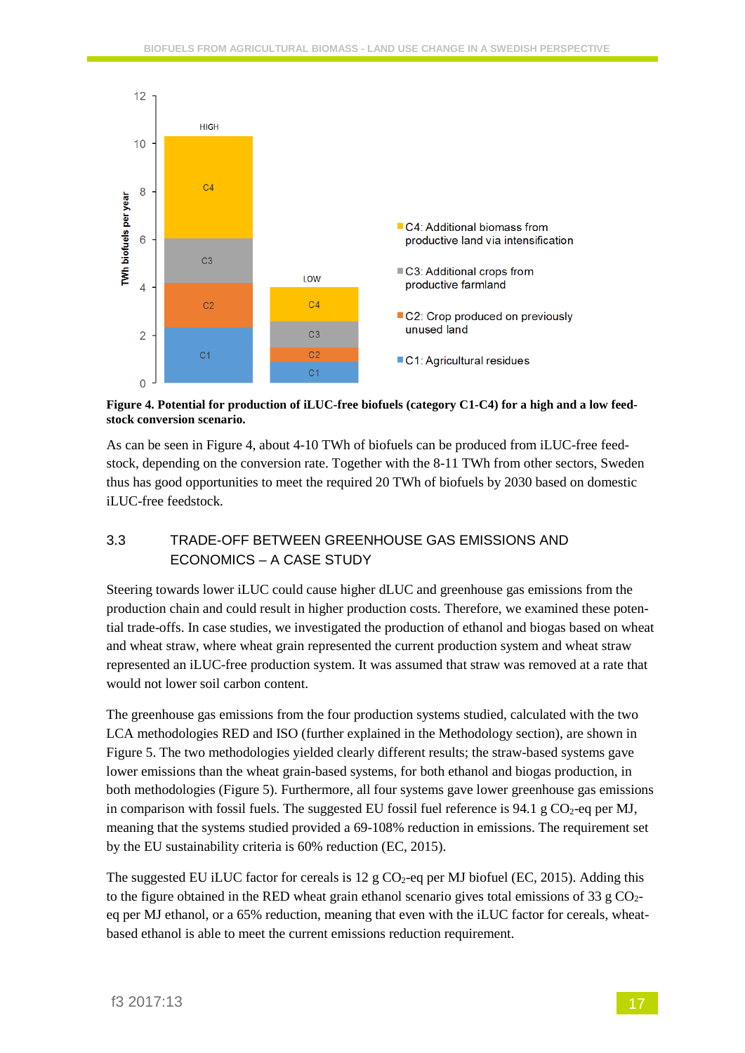**Figure 4. Potential for production of iLUC-free biofuels (category C1-C4) for a high and a low feed-stock conversion scenario.**

As can be seen in Figure 4, about 4-10 TWh of biofuels can be produced from iLUC-free feed-stock, depending on the conversion rate. Together with the 8-11 TWh from other sectors, Sweden thus has good opportunities to meet the required 20 TWh of biofuels by 2030 based on domestic iLUC-free feedstock.

## 3.3 TRADE-OFF BETWEEN GREENHOUSE GAS EMISSIONS AND ECONOMICS – A CASE STUDY

Steering towards lower iLUC could cause higher dLUC and greenhouse gas emissions from the production chain and could result in higher production costs. Therefore, we examined these potential trade-offs. In case studies, we investigated the production of ethanol and biogas based on wheat and wheat straw, where wheat grain represented the current production system and wheat straw represented an iLUC-free production system. It was assumed that straw was removed at a rate that would not lower soil carbon content.

The greenhouse gas emissions from the four production systems studied, calculated with the two LCA methodologies RED and ISO (further explained in the Methodology section), are shown in Figure 5. The two methodologies yielded clearly different results; the straw-based systems gave lower emissions than the wheat grain-based systems, for both ethanol and biogas production, in both methodologies (Figure 5). Furthermore, all four systems gave lower greenhouse gas emissions in comparison with fossil fuels. The suggested EU fossil fuel reference is 94.1 g $CO_2$-eq per MJ, meaning that the systems studied provided a 69-108% reduction in emissions. The requirement set by the EU sustainability criteria is 60% reduction (EC, 2015).

The suggested EU iLUC factor for cereals is 12 g $CO_2$-eq per MJ biofuel (EC, 2015). Adding this to the figure obtained in the RED wheat grain ethanol scenario gives total emissions of 33 g $CO_2$-eq per MJ ethanol, or a 65% reduction, meaning that even with the iLUC factor for cereals, wheat-based ethanol is able to meet the current emissions reduction requirement.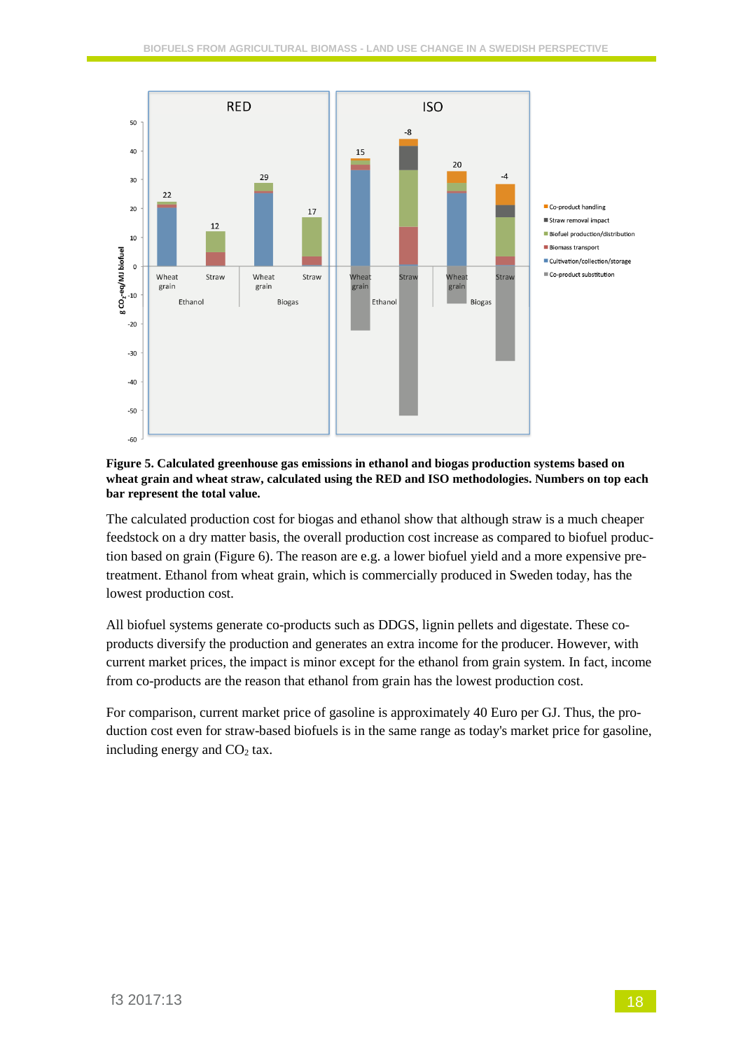**Figure 5. Calculated greenhouse gas emissions in ethanol and biogas production systems based on wheat grain and wheat straw, calculated using the RED and ISO methodologies. Numbers on top each bar represent the total value.**

The calculated production cost for biogas and ethanol show that although straw is a much cheaper feedstock on a dry matter basis, the overall production cost increase as compared to biofuel production based on grain (Figure 6). The reason are e.g. a lower biofuel yield and a more expensive pre-treatment. Ethanol from wheat grain, which is commercially produced in Sweden today, has the lowest production cost.

All biofuel systems generate co-products such as DDGS, lignin pellets and digestate. These co-products diversify the production and generates an extra income for the producer. However, with current market prices, the impact is minor except for the ethanol from grain system. In fact, income from co-products are the reason that ethanol from grain has the lowest production cost.

For comparison, current market price of gasoline is approximately 40 Euro per GJ. Thus, the production cost even for straw-based biofuels is in the same range as today's market price for gasoline, including energy and $CO_2$ tax.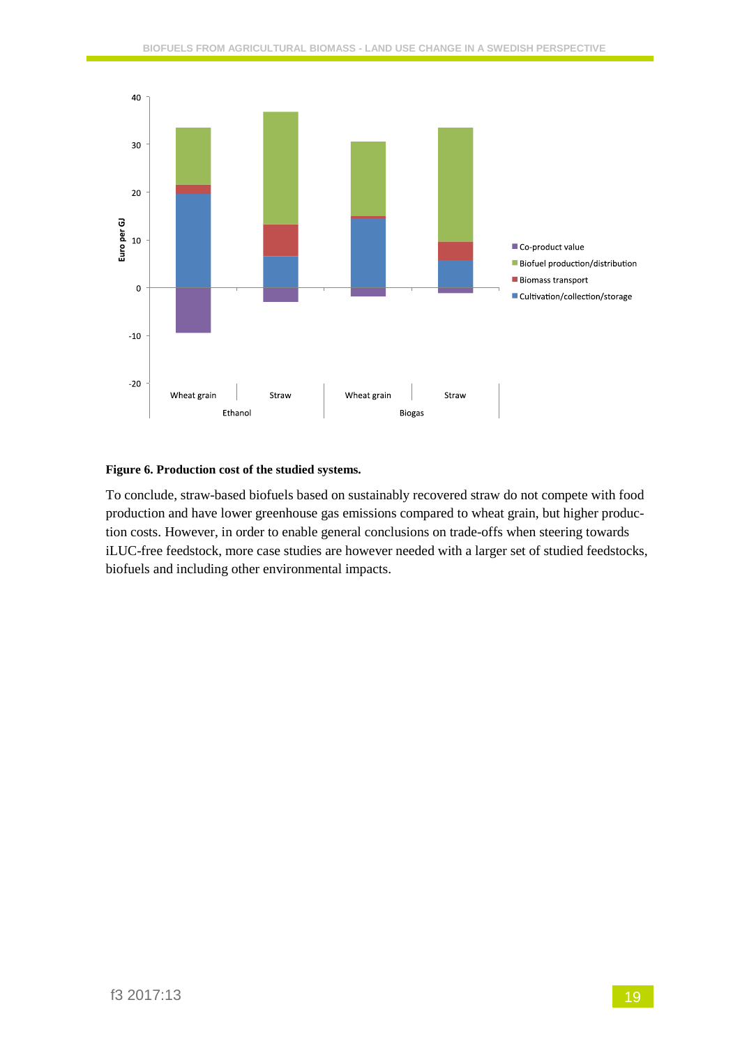**Figure 6. Production cost of the studied systems.**

To conclude, straw-based biofuels based on sustainably recovered straw do not compete with food production and have lower greenhouse gas emissions compared to wheat grain, but higher production costs. However, in order to enable general conclusions on trade-offs when steering towards iLUC-free feedstock, more case studies are however needed with a larger set of studied feedstocks, biofuels and including other environmental impacts.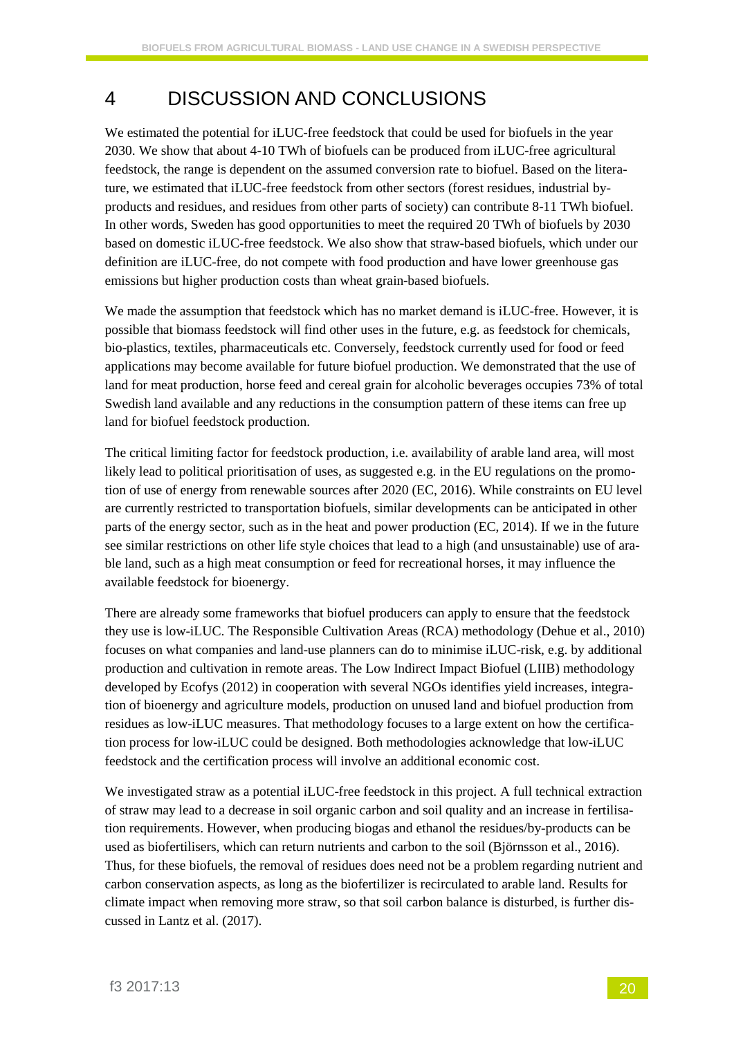# 4 DISCUSSION AND CONCLUSIONS

We estimated the potential for iLUC-free feedstock that could be used for biofuels in the year 2030. We show that about 4-10 TWh of biofuels can be produced from iLUC-free agricultural feedstock, the range is dependent on the assumed conversion rate to biofuel. Based on the literature, we estimated that iLUC-free feedstock from other sectors (forest residues, industrial by-products and residues, and residues from other parts of society) can contribute 8-11 TWh biofuel. In other words, Sweden has good opportunities to meet the required 20 TWh of biofuels by 2030 based on domestic iLUC-free feedstock. We also show that straw-based biofuels, which under our definition are iLUC-free, do not compete with food production and have lower greenhouse gas emissions but higher production costs than wheat grain-based biofuels.

We made the assumption that feedstock which has no market demand is iLUC-free. However, it is possible that biomass feedstock will find other uses in the future, e.g. as feedstock for chemicals, bio-plastics, textiles, pharmaceuticals etc. Conversely, feedstock currently used for food or feed applications may become available for future biofuel production. We demonstrated that the use of land for meat production, horse feed and cereal grain for alcoholic beverages occupies 73% of total Swedish land available and any reductions in the consumption pattern of these items can free up land for biofuel feedstock production.

The critical limiting factor for feedstock production, i.e. availability of arable land area, will most likely lead to political prioritisation of uses, as suggested e.g. in the EU regulations on the promotion of use of energy from renewable sources after 2020 (EC, 2016). While constraints on EU level are currently restricted to transportation biofuels, similar developments can be anticipated in other parts of the energy sector, such as in the heat and power production (EC, 2014). If we in the future see similar restrictions on other life style choices that lead to a high (and unsustainable) use of arable land, such as a high meat consumption or feed for recreational horses, it may influence the available feedstock for bioenergy.

There are already some frameworks that biofuel producers can apply to ensure that the feedstock they use is low-iLUC. The Responsible Cultivation Areas (RCA) methodology (Dehue et al., 2010) focuses on what companies and land-use planners can do to minimise iLUC-risk, e.g. by additional production and cultivation in remote areas. The Low Indirect Impact Biofuel (LIIB) methodology developed by Ecofys (2012) in cooperation with several NGOs identifies yield increases, integration of bioenergy and agriculture models, production on unused land and biofuel production from residues as low-iLUC measures. That methodology focuses to a large extent on how the certification process for low-iLUC could be designed. Both methodologies acknowledge that low-iLUC feedstock and the certification process will involve an additional economic cost.

We investigated straw as a potential iLUC-free feedstock in this project. A full technical extraction of straw may lead to a decrease in soil organic carbon and soil quality and an increase in fertilisation requirements. However, when producing biogas and ethanol the residues/by-products can be used as biofertilisers, which can return nutrients and carbon to the soil (Björnsson et al., 2016). Thus, for these biofuels, the removal of residues does need not be a problem regarding nutrient and carbon conservation aspects, as long as the biofertilizer is recirculated to arable land. Results for climate impact when removing more straw, so that soil carbon balance is disturbed, is further discussed in Lantz et al. (2017).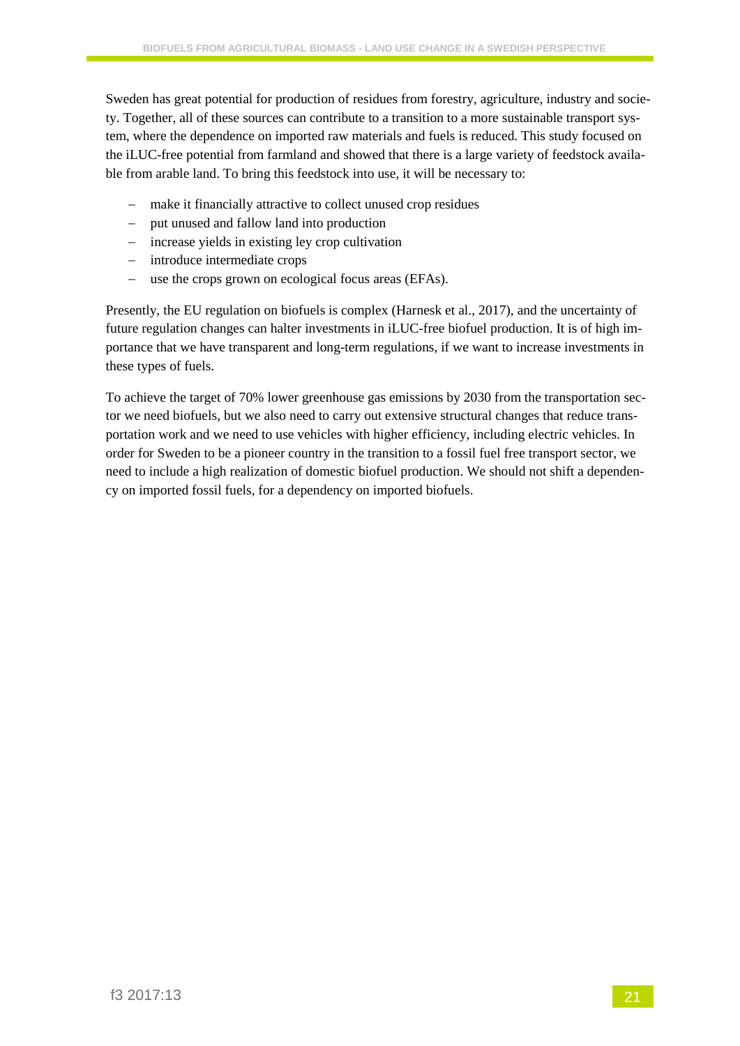Sweden has great potential for production of residues from forestry, agriculture, industry and society. Together, all of these sources can contribute to a transition to a more sustainable transport system, where the dependence on imported raw materials and fuels is reduced. This study focused on the iLUC-free potential from farmland and showed that there is a large variety of feedstock available from arable land. To bring this feedstock into use, it will be necessary to:

- make it financially attractive to collect unused crop residues
- put unused and fallow land into production
- increase yields in existing ley crop cultivation
- introduce intermediate crops
- use the crops grown on ecological focus areas (EFAs).

Presently, the EU regulation on biofuels is complex (Harnesk et al., 2017), and the uncertainty of future regulation changes can halter investments in iLUC-free biofuel production. It is of high importance that we have transparent and long-term regulations, if we want to increase investments in these types of fuels.

To achieve the target of 70% lower greenhouse gas emissions by 2030 from the transportation sector we need biofuels, but we also need to carry out extensive structural changes that reduce transportation work and we need to use vehicles with higher efficiency, including electric vehicles. In order for Sweden to be a pioneer country in the transition to a fossil fuel free transport sector, we need to include a high realization of domestic biofuel production. We should not shift a dependency on imported fossil fuels, for a dependency on imported biofuels.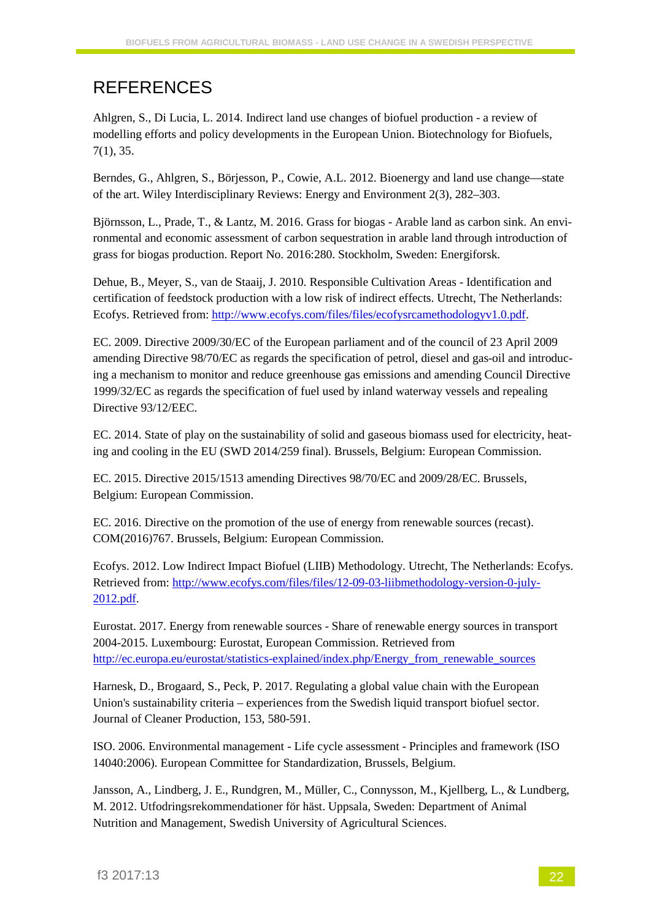# REFERENCES

Ahlgren, S., Di Lucia, L. 2014. Indirect land use changes of biofuel production - a review of modelling efforts and policy developments in the European Union. Biotechnology for Biofuels, 7(1), 35.

Berndes, G., Ahlgren, S., Börjesson, P., Cowie, A.L. 2012. Bioenergy and land use change—state of the art. Wiley Interdisciplinary Reviews: Energy and Environment 2(3), 282–303.

Björnsson, L., Prade, T., & Lantz, M. 2016. Grass for biogas - Arable land as carbon sink. An environmental and economic assessment of carbon sequestration in arable land through introduction of grass for biogas production. Report No. 2016:280. Stockholm, Sweden: Energiforsk.

Dehue, B., Meyer, S., van de Staaij, J. 2010. Responsible Cultivation Areas - Identification and certification of feedstock production with a low risk of indirect effects. Utrecht, The Netherlands: Ecofys. Retrieved from: http://www.ecofys.com/files/files/ecofysrcamethodologyv1.0.pdf.

EC. 2009. Directive 2009/30/EC of the European parliament and of the council of 23 April 2009 amending Directive 98/70/EC as regards the specification of petrol, diesel and gas-oil and introducing a mechanism to monitor and reduce greenhouse gas emissions and amending Council Directive 1999/32/EC as regards the specification of fuel used by inland waterway vessels and repealing Directive 93/12/EEC.

EC. 2014. State of play on the sustainability of solid and gaseous biomass used for electricity, heating and cooling in the EU (SWD 2014/259 final). Brussels, Belgium: European Commission.

EC. 2015. Directive 2015/1513 amending Directives 98/70/EC and 2009/28/EC. Brussels, Belgium: European Commission.

EC. 2016. Directive on the promotion of the use of energy from renewable sources (recast). COM(2016)767. Brussels, Belgium: European Commission.

Ecofys. 2012. Low Indirect Impact Biofuel (LIIB) Methodology. Utrecht, The Netherlands: Ecofys. Retrieved from: http://www.ecofys.com/files/files/12-09-03-liibmethodology-version-0-july-2012.pdf.

Eurostat. 2017. Energy from renewable sources - Share of renewable energy sources in transport 2004-2015. Luxembourg: Eurostat, European Commission. Retrieved from http://ec.europa.eu/eurostat/statistics-explained/index.php/Energy_from_renewable_sources

Harnesk, D., Brogaard, S., Peck, P. 2017. Regulating a global value chain with the European Union's sustainability criteria – experiences from the Swedish liquid transport biofuel sector. Journal of Cleaner Production, 153, 580-591.

ISO. 2006. Environmental management - Life cycle assessment - Principles and framework (ISO 14040:2006). European Committee for Standardization, Brussels, Belgium.

Jansson, A., Lindberg, J. E., Rundgren, M., Müller, C., Connysson, M., Kjellberg, L., & Lundberg, M. 2012. Utfodringsrekommendationer för häst. Uppsala, Sweden: Department of Animal Nutrition and Management, Swedish University of Agricultural Sciences.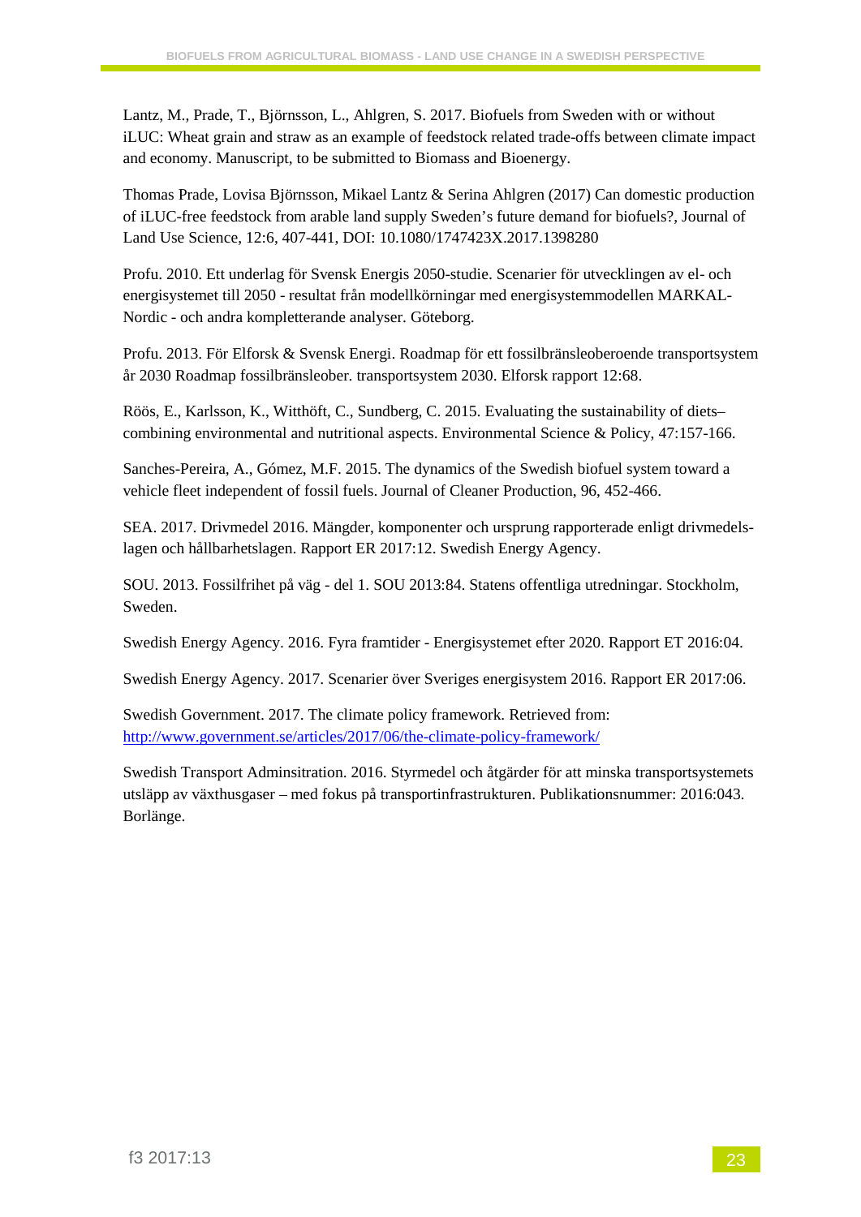Lantz, M., Prade, T., Björnsson, L., Ahlgren, S. 2017. Biofuels from Sweden with or without iLUC: Wheat grain and straw as an example of feedstock related trade-offs between climate impact and economy. Manuscript, to be submitted to Biomass and Bioenergy.

Thomas Prade, Lovisa Björnsson, Mikael Lantz & Serina Ahlgren (2017) Can domestic production of iLUC-free feedstock from arable land supply Sweden's future demand for biofuels?, Journal of Land Use Science, 12:6, 407-441, DOI: 10.1080/1747423X.2017.1398280

Profu. 2010. Ett underlag för Svensk Energis 2050-studie. Scenarier för utvecklingen av el- och energisystemet till 2050 - resultat från modellkörningar med energisystemmodellen MARKAL-Nordic - och andra kompletterande analyser. Göteborg.

Profu. 2013. För Elforsk & Svensk Energi. Roadmap för ett fossilbränsleoberoende transportsystem år 2030 Roadmap fossilbränsleober. transportsystem 2030. Elforsk rapport 12:68.

Röös, E., Karlsson, K., Witthöft, C., Sundberg, C. 2015. Evaluating the sustainability of diets–combining environmental and nutritional aspects. Environmental Science & Policy, 47:157-166.

Sanches-Pereira, A., Gómez, M.F. 2015. The dynamics of the Swedish biofuel system toward a vehicle fleet independent of fossil fuels. Journal of Cleaner Production, 96, 452-466.

SEA. 2017. Drivmedel 2016. Mängder, komponenter och ursprung rapporterade enligt drivmedels-lagen och hållbarhetslagen. Rapport ER 2017:12. Swedish Energy Agency.

SOU. 2013. Fossilfrihet på väg - del 1. SOU 2013:84. Statens offentliga utredningar. Stockholm, Sweden.

Swedish Energy Agency. 2016. Fyra framtider - Energisystemet efter 2020. Rapport ET 2016:04.

Swedish Energy Agency. 2017. Scenarier över Sveriges energisystem 2016. Rapport ER 2017:06.

Swedish Government. 2017. The climate policy framework. Retrieved from: http://www.government.se/articles/2017/06/the-climate-policy-framework/

Swedish Transport Adminsitration. 2016. Styrmedel och åtgärder för att minska transportsystemets utsläpp av växthusgaser – med fokus på transportinfrastrukturen. Publikationsnummer: 2016:043. Borlänge.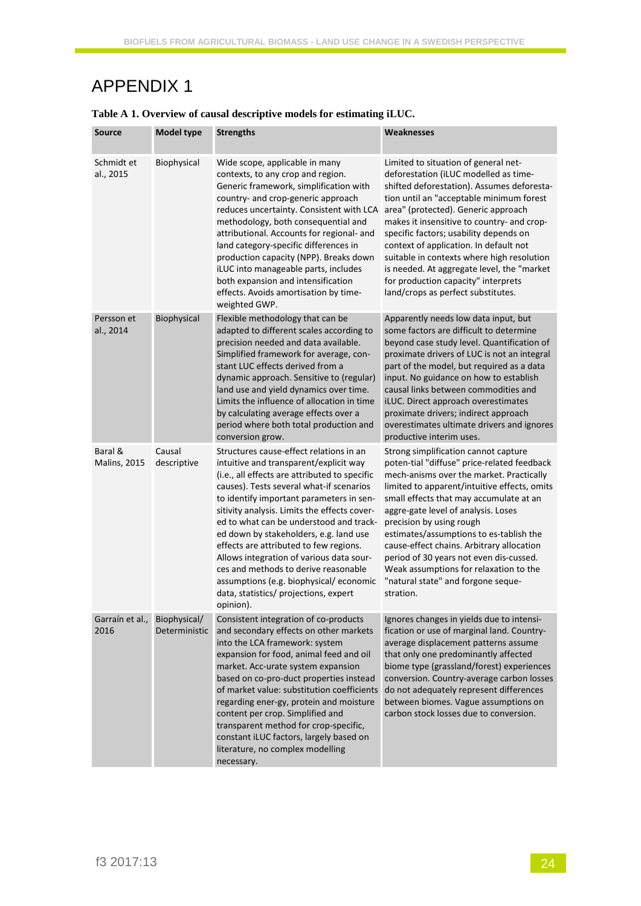# APPENDIX 1

**Table A 1. Overview of causal descriptive models for estimating iLUC.**

| Source | Model type | Strengths | Weaknesses |
|---|---|---|---|
| Schmidt et al., 2015 | Biophysical | Wide scope, applicable in many contexts, to any crop and region. Generic framework, simplification with country- and crop-generic approach reduces uncertainty. Consistent with LCA methodology, both consequential and attributional. Accounts for regional- and land category-specific differences in production capacity (NPP). Breaks down iLUC into manageable parts, includes both expansion and intensification effects. Avoids amortisation by time-weighted GWP. | Limited to situation of general net-deforestation (iLUC modelled as time-shifted deforestation). Assumes deforesta-tion until an "acceptable minimum forest area" (protected). Generic approach makes it insensitive to country- and crop-specific factors; usability depends on context of application. In default not suitable in contexts where high resolution is needed. At aggregate level, the "market for production capacity" interprets land/crops as perfect substitutes. |
| Persson et al., 2014 | Biophysical | Flexible methodology that can be adapted to different scales according to precision needed and data available. Simplified framework for average, con-stant LUC effects derived from a dynamic approach. Sensitive to (regular) land use and yield dynamics over time. Limits the influence of allocation in time by calculating average effects over a period where both total production and conversion grow. | Apparently needs low data input, but some factors are difficult to determine beyond case study level. Quantification of proximate drivers of LUC is not an integral part of the model, but required as a data input. No guidance on how to establish causal links between commodities and iLUC. Direct approach overestimates proximate drivers; indirect approach overestimates ultimate drivers and ignores productive interim uses. |
| Baral & Malins, 2015 | Causal descriptive | Structures cause-effect relations in an intuitive and transparent/explicit way (i.e., all effects are attributed to specific causes). Tests several what-if scenarios to identify important parameters in sen-sitivity analysis. Limits the effects cover-ed to what can be understood and track-ed down by stakeholders, e.g. land use effects are attributed to few regions. Allows integration of various data sour-ces and methods to derive reasonable assumptions (e.g. biophysical/ economic data, statistics/ projections, expert opinion). | Strong simplification cannot capture poten-tial "diffuse" price-related feedback mech-anisms over the market. Practically limited to apparent/intuitive effects, omits small effects that may accumulate at an aggre-gate level of analysis. Loses precision by using rough estimates/assumptions to es-tablish the cause-effect chains. Arbitrary allocation period of 30 years not even dis-cussed. Weak assumptions for relaxation to the "natural state" and forgone seque-stration. |
| Garraín et al., 2016 | Biophysical/ Deterministic | Consistent integration of co-products and secondary effects on other markets into the LCA framework: system expansion for food, animal feed and oil market. Acc-urate system expansion based on co-pro-duct properties instead of market value: substitution coefficients regarding ener-gy, protein and moisture content per crop. Simplified and transparent method for crop-specific, constant iLUC factors, largely based on literature, no complex modelling necessary. | Ignores changes in yields due to intensi-fication or use of marginal land. Country-average displacement patterns assume that only one predominantly affected biome type (grassland/forest) experiences conversion. Country-average carbon losses do not adequately represent differences between biomes. Vague assumptions on carbon stock losses due to conversion. |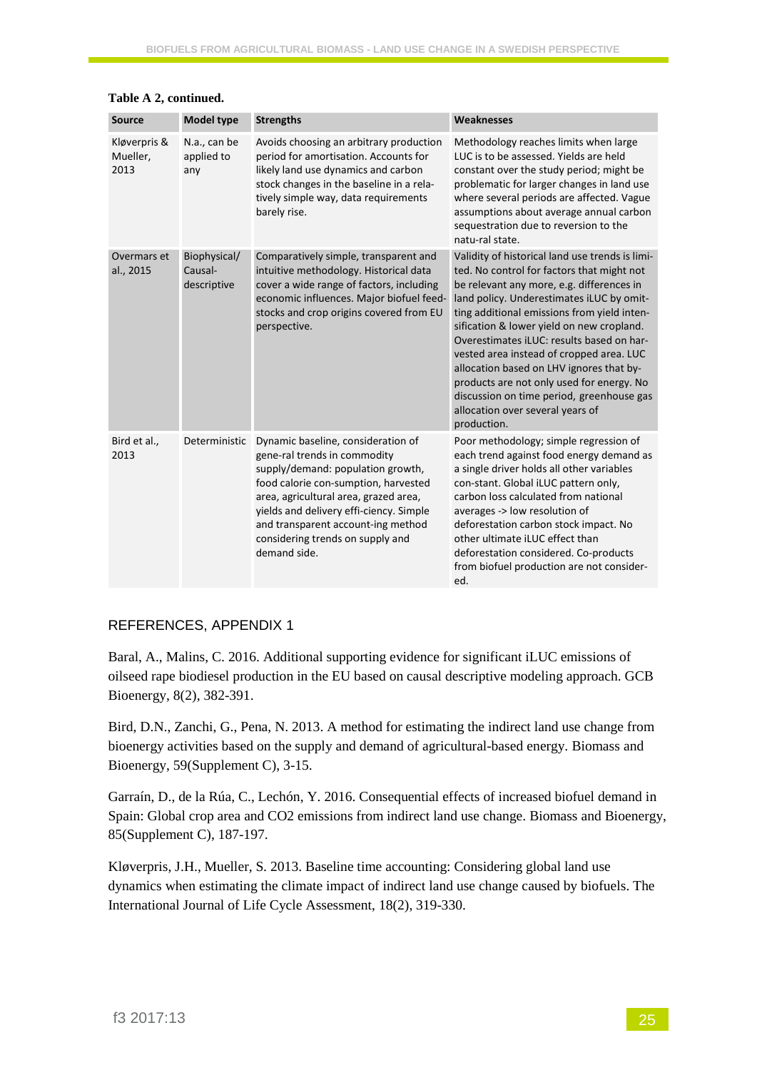**Table A 2, continued.**

| Source | Model type | Strengths | Weaknesses |
|---|---|---|---|
| Kløverpris & Mueller, 2013 | N.a., can be applied to any | Avoids choosing an arbitrary production period for amortisation. Accounts for likely land use dynamics and carbon stock changes in the baseline in a relatively simple way, data requirements barely rise. | Methodology reaches limits when large LUC is to be assessed. Yields are held constant over the study period; might be problematic for larger changes in land use where several periods are affected. Vague assumptions about average annual carbon sequestration due to reversion to the natu-ral state. |
| Overmars et al., 2015 | Biophysical/ Causal-descriptive | Comparatively simple, transparent and intuitive methodology. Historical data cover a wide range of factors, including economic influences. Major biofuel feedstocks and crop origins covered from EU perspective. | Validity of historical land use trends is limited. No control for factors that might not be relevant any more, e.g. differences in land policy. Underestimates iLUC by omitting additional emissions from yield intensification & lower yield on new cropland. Overestimates iLUC: results based on harvested area instead of cropped area. LUC allocation based on LHV ignores that by-products are not only used for energy. No discussion on time period, greenhouse gas allocation over several years of production. |
| Bird et al., 2013 | Deterministic | Dynamic baseline, consideration of gene-ral trends in commodity supply/demand: population growth, food calorie con-sumption, harvested area, agricultural area, grazed area, yields and delivery effi-ciency. Simple and transparent account-ing method considering trends on supply and demand side. | Poor methodology; simple regression of each trend against food energy demand as a single driver holds all other variables con-stant. Global iLUC pattern only, carbon loss calculated from national averages -> low resolution of deforestation carbon stock impact. No other ultimate iLUC effect than deforestation considered. Co-products from biofuel production are not consider-ed. |

## REFERENCES, APPENDIX 1

Baral, A., Malins, C. 2016. Additional supporting evidence for significant iLUC emissions of oilseed rape biodiesel production in the EU based on causal descriptive modeling approach. GCB Bioenergy, 8(2), 382-391.

Bird, D.N., Zanchi, G., Pena, N. 2013. A method for estimating the indirect land use change from bioenergy activities based on the supply and demand of agricultural-based energy. Biomass and Bioenergy, 59(Supplement C), 3-15.

Garraín, D., de la Rúa, C., Lechón, Y. 2016. Consequential effects of increased biofuel demand in Spain: Global crop area and CO2 emissions from indirect land use change. Biomass and Bioenergy, 85(Supplement C), 187-197.

Kløverpris, J.H., Mueller, S. 2013. Baseline time accounting: Considering global land use dynamics when estimating the climate impact of indirect land use change caused by biofuels. The International Journal of Life Cycle Assessment, 18(2), 319-330.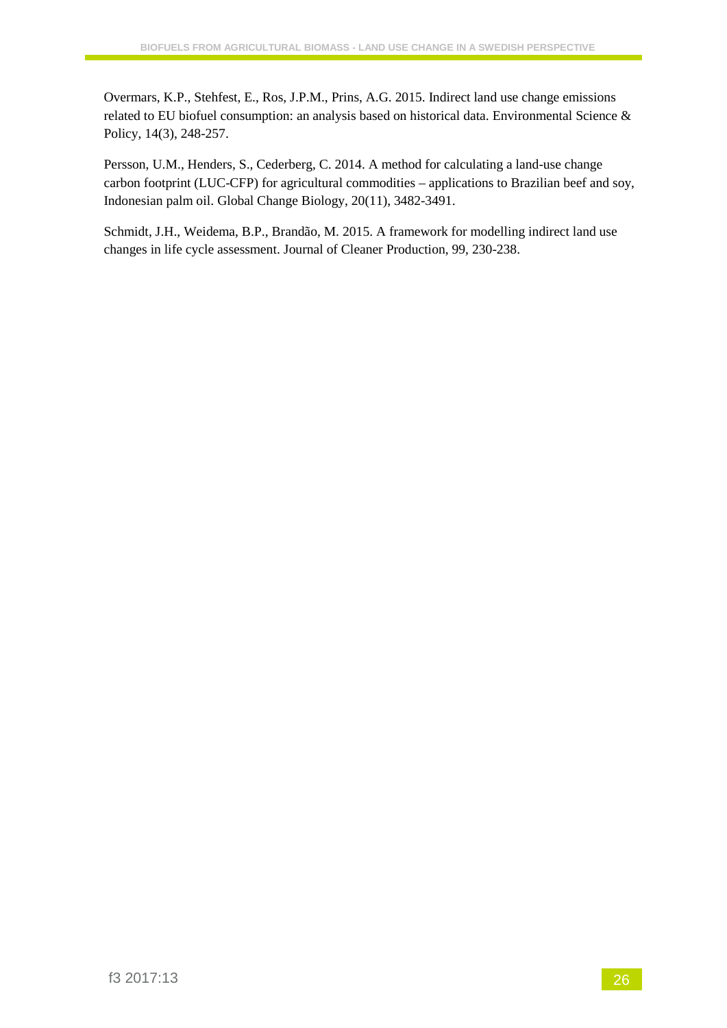Overmars, K.P., Stehfest, E., Ros, J.P.M., Prins, A.G. 2015. Indirect land use change emissions related to EU biofuel consumption: an analysis based on historical data. Environmental Science & Policy, 14(3), 248-257.

Persson, U.M., Henders, S., Cederberg, C. 2014. A method for calculating a land-use change carbon footprint (LUC-CFP) for agricultural commodities – applications to Brazilian beef and soy, Indonesian palm oil. Global Change Biology, 20(11), 3482-3491.

Schmidt, J.H., Weidema, B.P., Brandão, M. 2015. A framework for modelling indirect land use changes in life cycle assessment. Journal of Cleaner Production, 99, 230-238.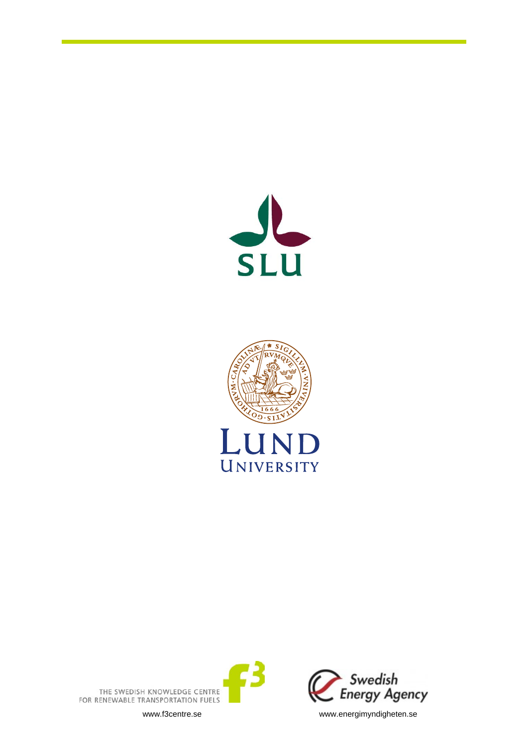SLU

LUND UNIVERSITY

THE SWEDISH KNOWLEDGE CENTRE FOR RENEWABLE TRANSPORTATION FUELS

www.f3centre.se

Swedish Energy Agency

www.energimyndigheten.se